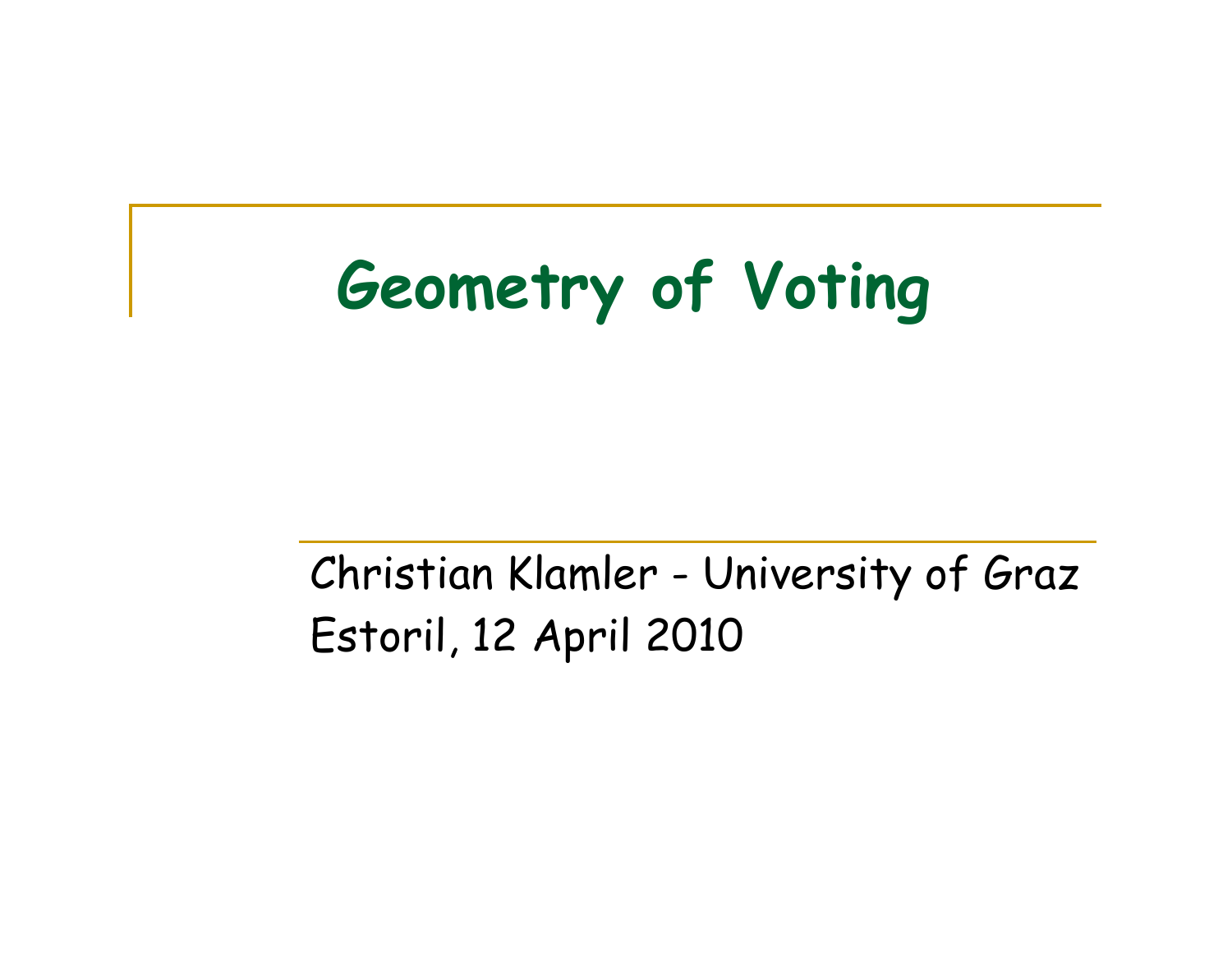# Geometry of Voting

Christian Klamler - University of Graz

Estoril, 12 April 2010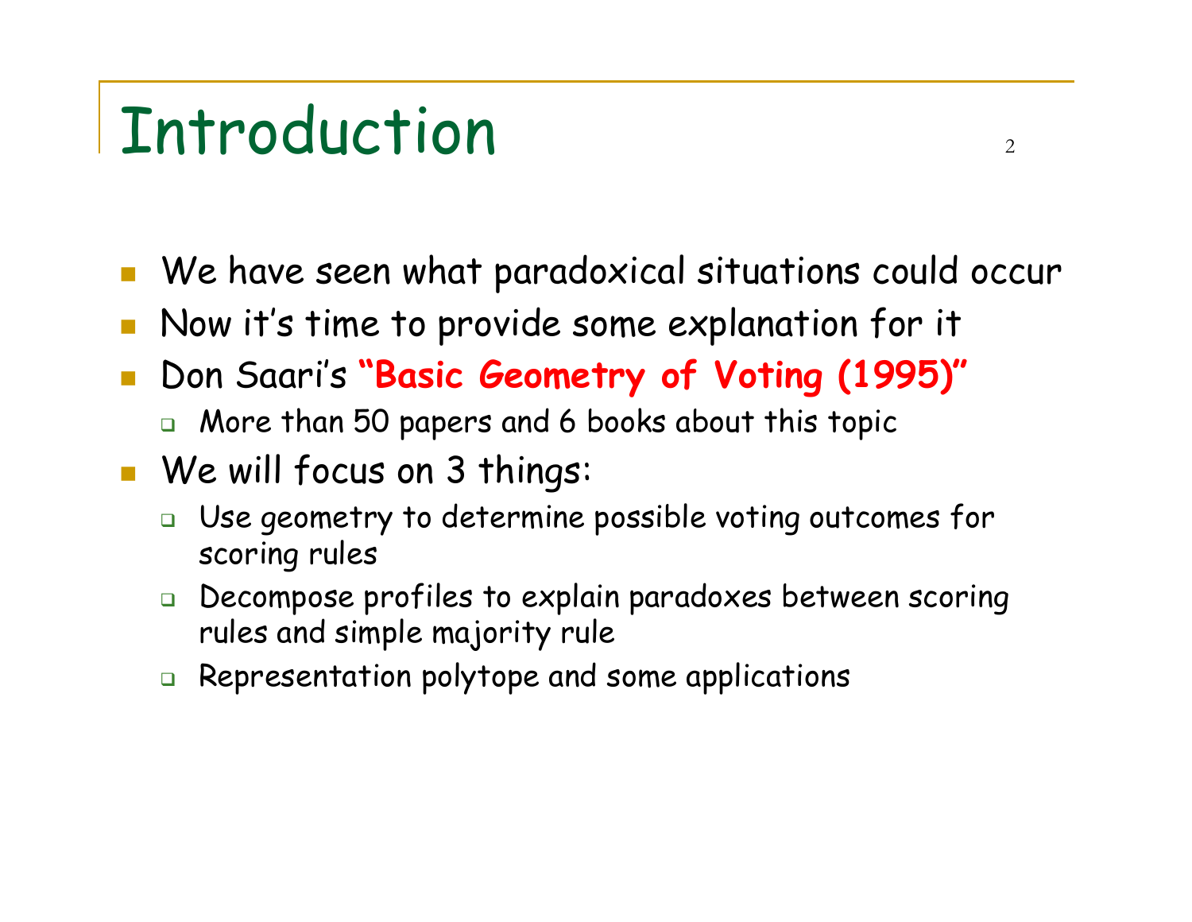# Introduction

- We have seen what paradoxical situations could occur
- Now it's time to provide some explanation for it
- Don Saari's **"Basic Geometry of Voting (1995)"**
  - More than 50 papers and 6 books about this topic
- We will focus on 3 things:
  - Use geometry to determine possible voting outcomes for scoring rules
  - Decompose profiles to explain paradoxes between scoring rules and simple majority rule
  - Representation polytope and some applications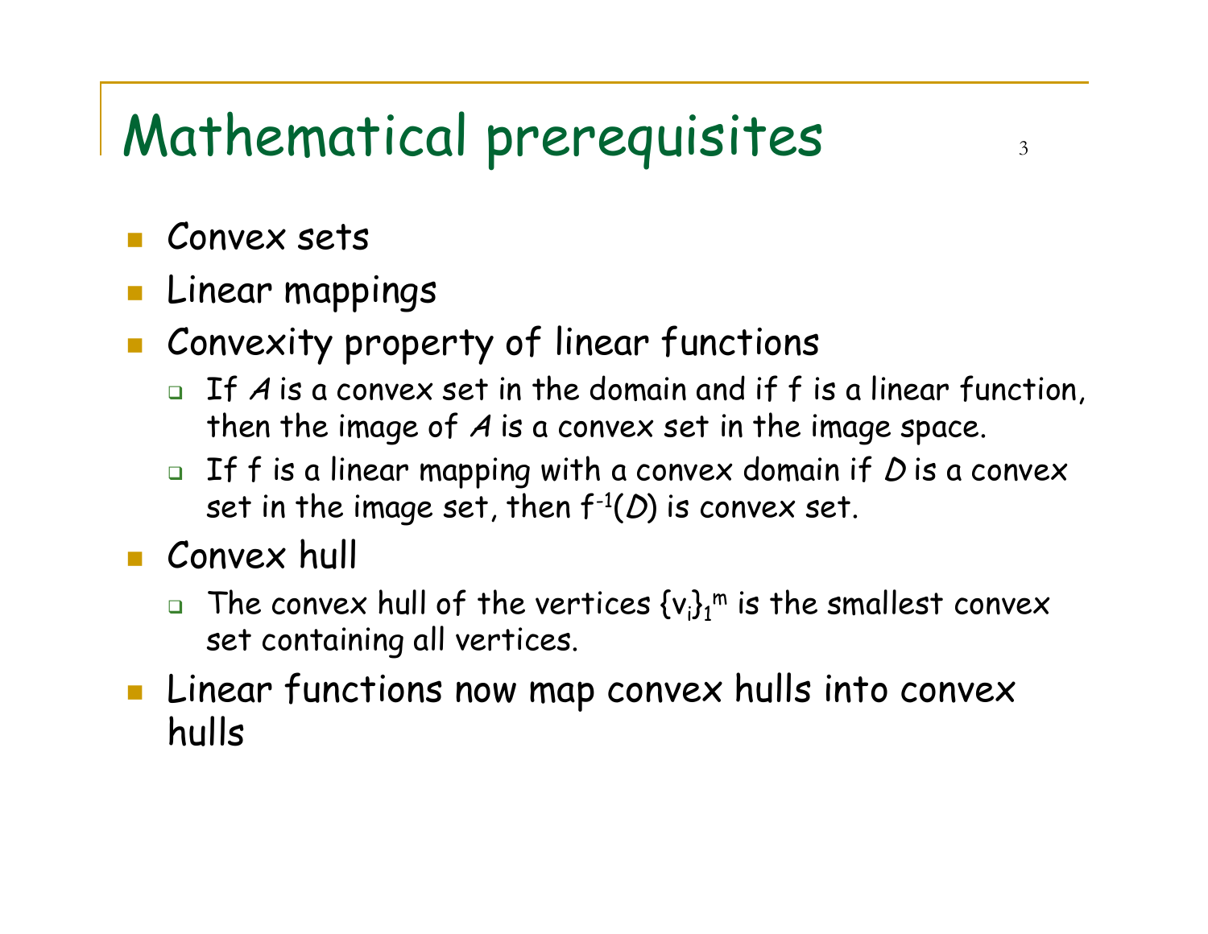# Mathematical prerequisites

- Convex sets
- Linear mappings
- Convexity property of linear functions
  - If *A* is a convex set in the domain and if f is a linear function, then the image of *A* is a convex set in the image space.
  - If f is a linear mapping with a convex domain if *D* is a convex set in the image set, then $f^{-1}(D)$ is convex set.
- Convex hull
  - The convex hull of the vertices $\{v_i\}_1^m$ is the smallest convex set containing all vertices.
- Linear functions now map convex hulls into convex hulls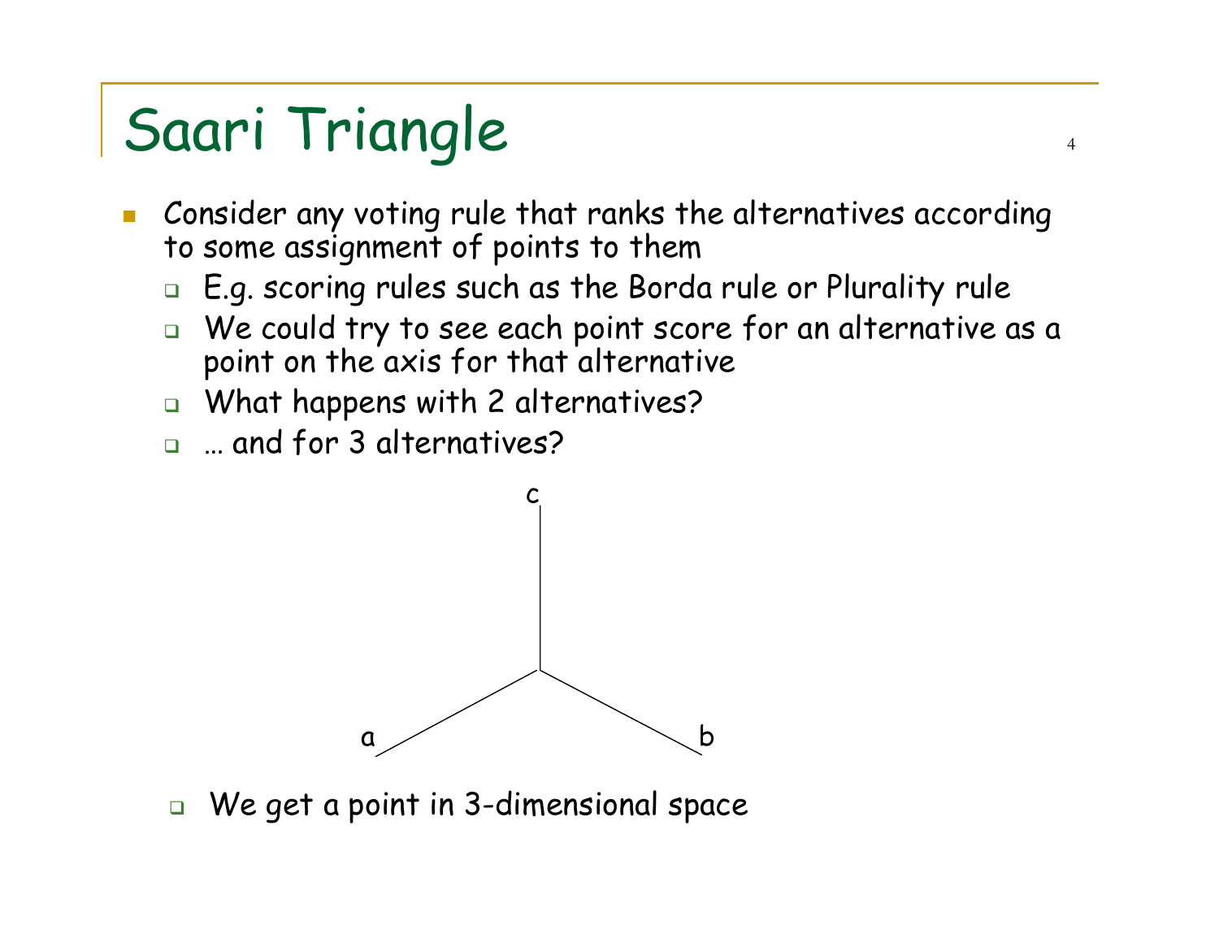# Saari Triangle

- Consider any voting rule that ranks the alternatives according to some assignment of points to them
  - E.g. scoring rules such as the Borda rule or Plurality rule
  - We could try to see each point score for an alternative as a point on the axis for that alternative
  - What happens with 2 alternatives?
  - … and for 3 alternatives?

  - We get a point in 3-dimensional space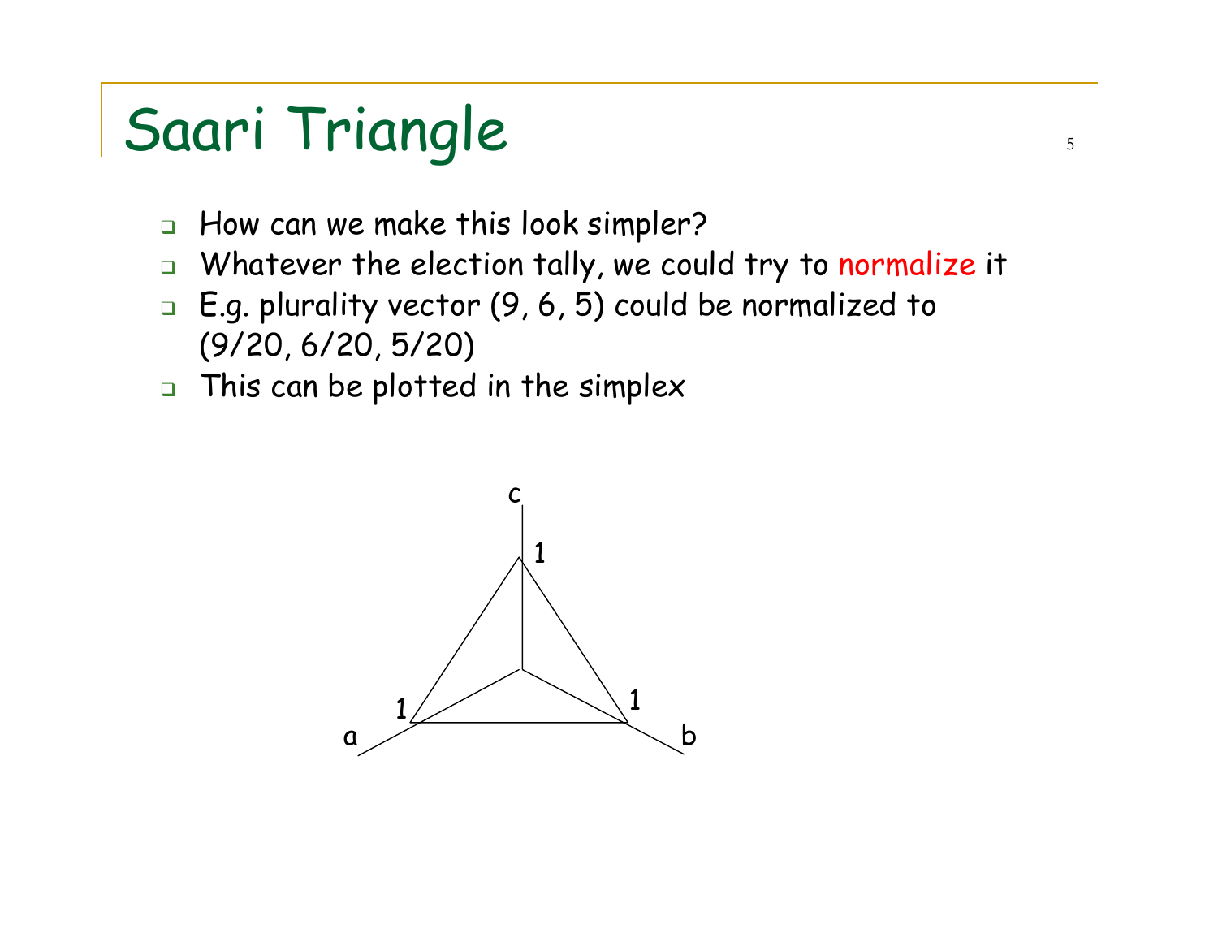# Saari Triangle

- How can we make this look simpler?
- Whatever the election tally, we could try to normalize it
- E.g. plurality vector (9, 6, 5) could be normalized to (9/20, 6/20, 5/20)
- This can be plotted in the simplex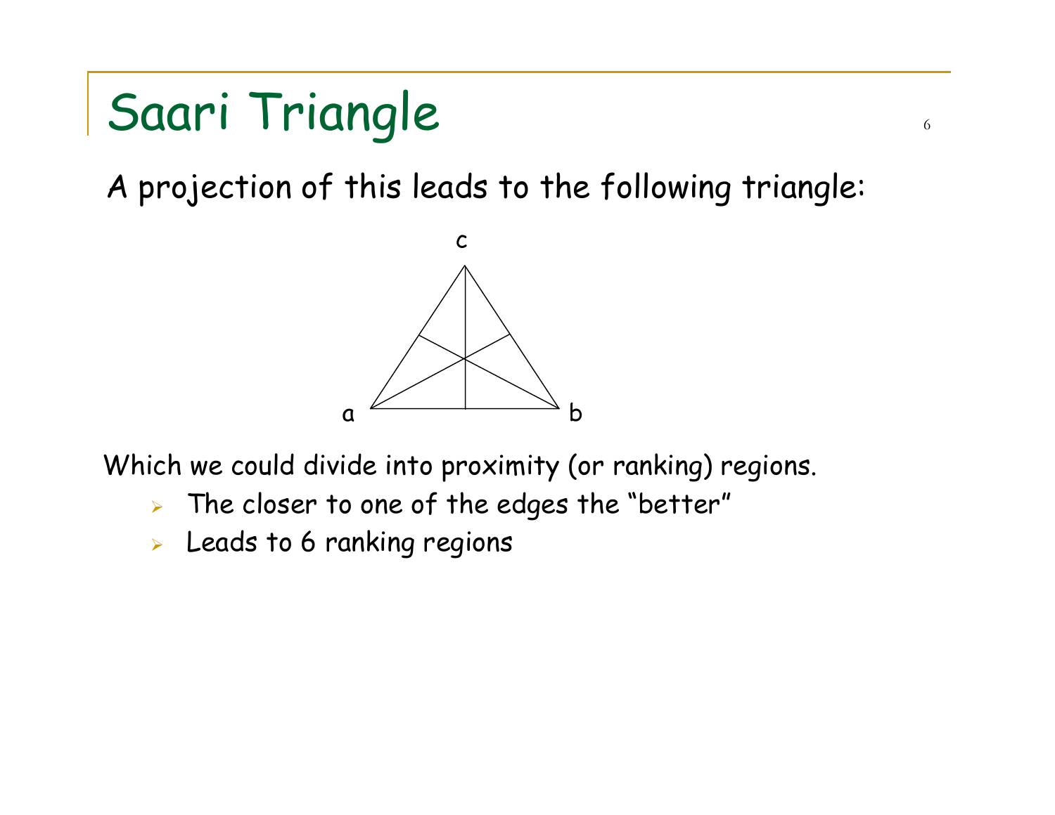# Saari Triangle

A projection of this leads to the following triangle:

Which we could divide into proximity (or ranking) regions.

- The closer to one of the edges the "better"
- Leads to 6 ranking regions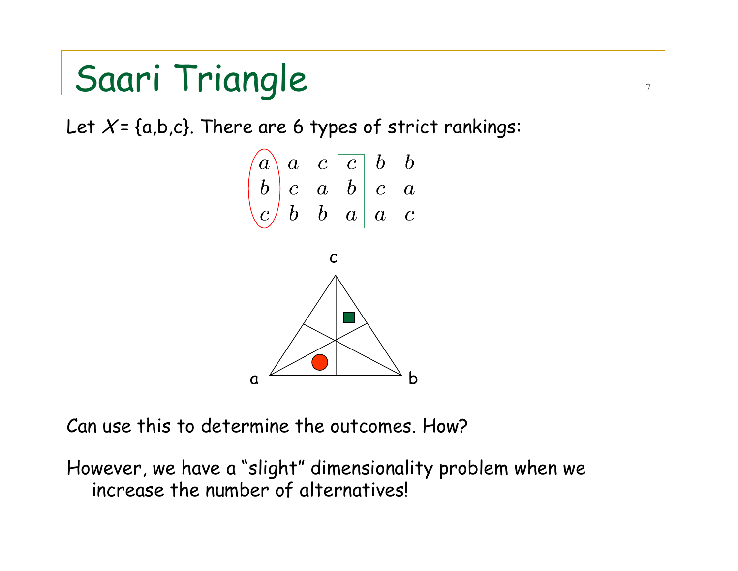# Saari Triangle

Let $X$ = {a,b,c}. There are 6 types of strict rankings:

$$\begin{matrix} a & a & c & c & b & b \\ b & c & a & b & c & a \\ c & b & b & a & a & c \end{matrix}$$

Can use this to determine the outcomes. How?

However, we have a "slight" dimensionality problem when we increase the number of alternatives!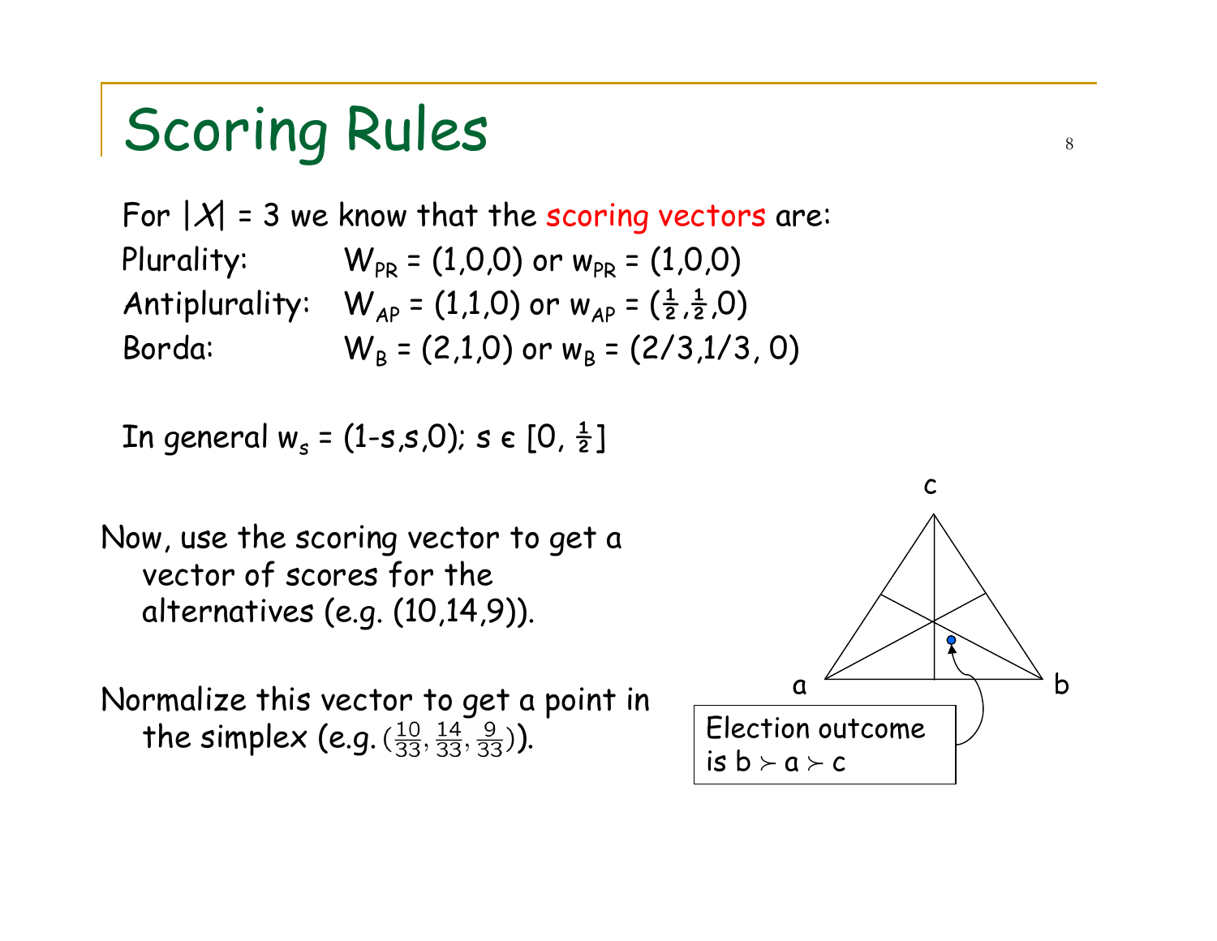# Scoring Rules

For $|X| = 3$ we know that the scoring vectors are:

Plurality: $W_{PR} = (1,0,0)$ or $w_{PR} = (1,0,0)$

Antiplurality: $W_{AP} = (1,1,0)$ or $w_{AP} = (\frac{1}{2},\frac{1}{2},0)$

Borda: $W_{B} = (2,1,0)$ or $w_{B} = (2/3,1/3, 0)$

In general $w_s = (1-s,s,0)$; $s \in [0, \frac{1}{2}]$

Now, use the scoring vector to get a vector of scores for the alternatives (e.g. (10,14,9)).

Normalize this vector to get a point in the simplex (e.g. $(\frac{10}{33}, \frac{14}{33}, \frac{9}{33})$).

c

a b

Election outcome is $b \succ a \succ c$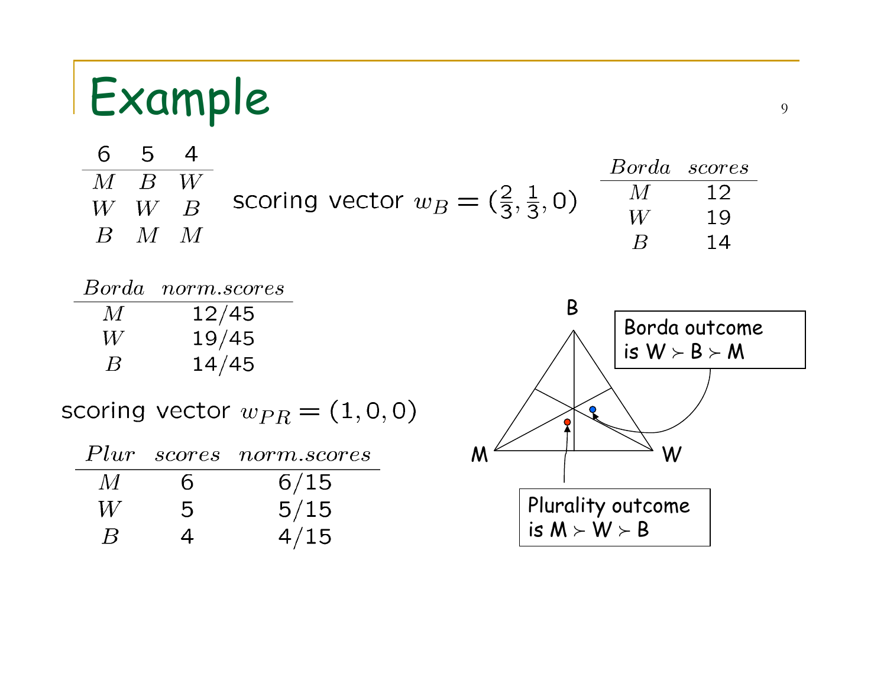# Example

| 6 | 5 | 4 |
|---|---|---|
| $M$ | $B$ | $W$ |
| $W$ | $W$ | $B$ |
| $B$ | $M$ | $M$ |

scoring vector $w_B = (\frac{2}{3}, \frac{1}{3}, 0)$

| *Borda* | *scores* |
|---|---|
| $M$ | 12 |
| $W$ | 19 |
| $B$ | 14 |

| *Borda* | *norm.scores* |
|---|---|
| $M$ | 12/45 |
| $W$ | 19/45 |
| $B$ | 14/45 |

scoring vector $w_{PR} = (1, 0, 0)$

| *Plur* | *scores* | *norm.scores* |
|---|---|---|
| $M$ | 6 | 6/15 |
| $W$ | 5 | 5/15 |
| $B$ | 4 | 4/15 |

Borda outcome is $W \succ B \succ M$

Plurality outcome is $M \succ W \succ B$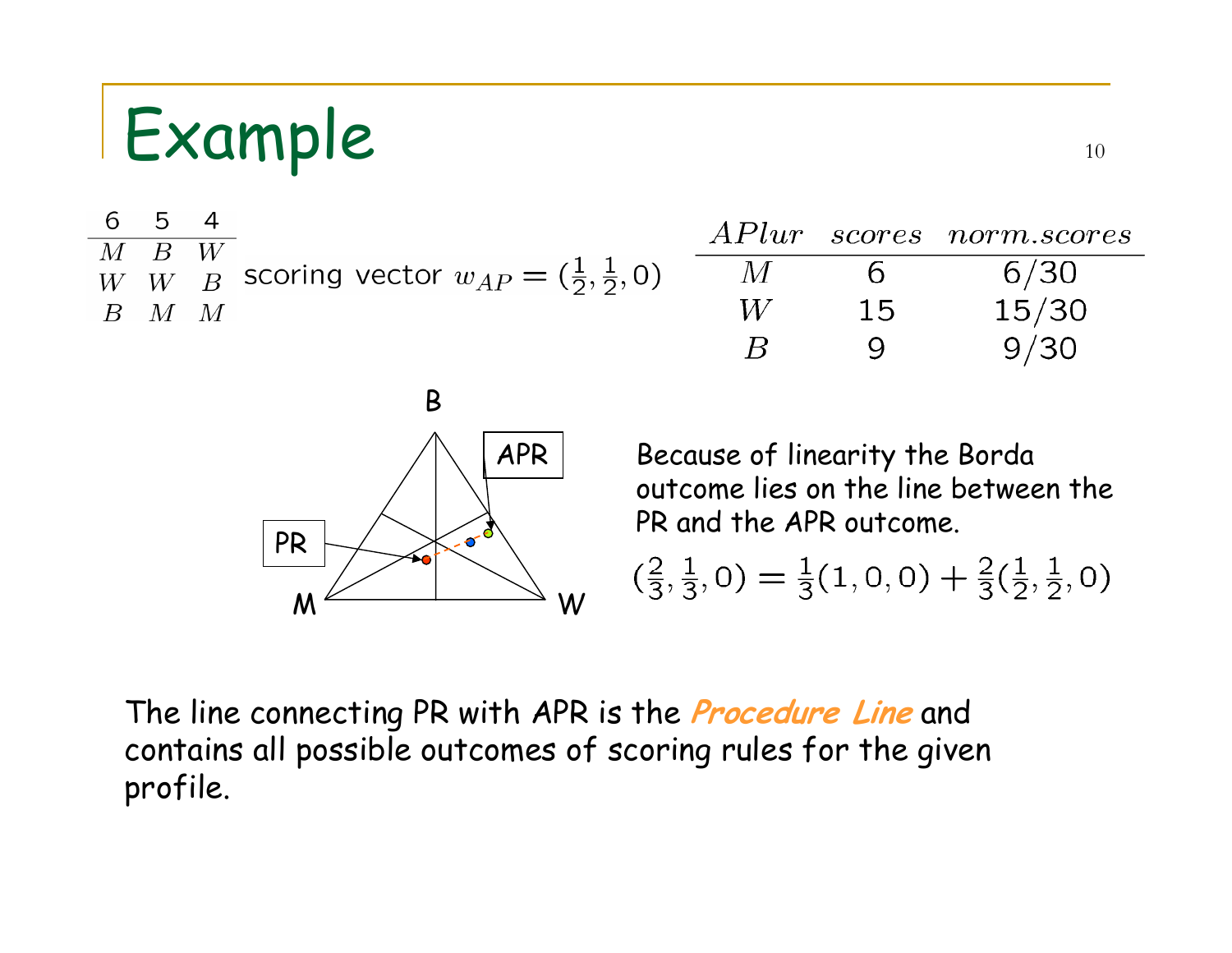# Example

| 6 | 5 | 4 |
|---|---|---|
| $M$ | $B$ | $W$ |
| $W$ | $W$ | $B$ |
| $B$ | $M$ | $M$ |

scoring vector $w_{AP} = (\frac{1}{2}, \frac{1}{2}, 0)$

| $APlur$ | $scores$ | $norm.scores$ |
|---|---|---|
| $M$ | 6 | 6/30 |
| $W$ | 15 | 15/30 |
| $B$ | 9 | 9/30 |

Because of linearity the Borda outcome lies on the line between the PR and the APR outcome.

$$(\tfrac{2}{3}, \tfrac{1}{3}, 0) = \tfrac{1}{3}(1, 0, 0) + \tfrac{2}{3}(\tfrac{1}{2}, \tfrac{1}{2}, 0)$$

The line connecting PR with APR is the ***Procedure Line*** and contains all possible outcomes of scoring rules for the given profile.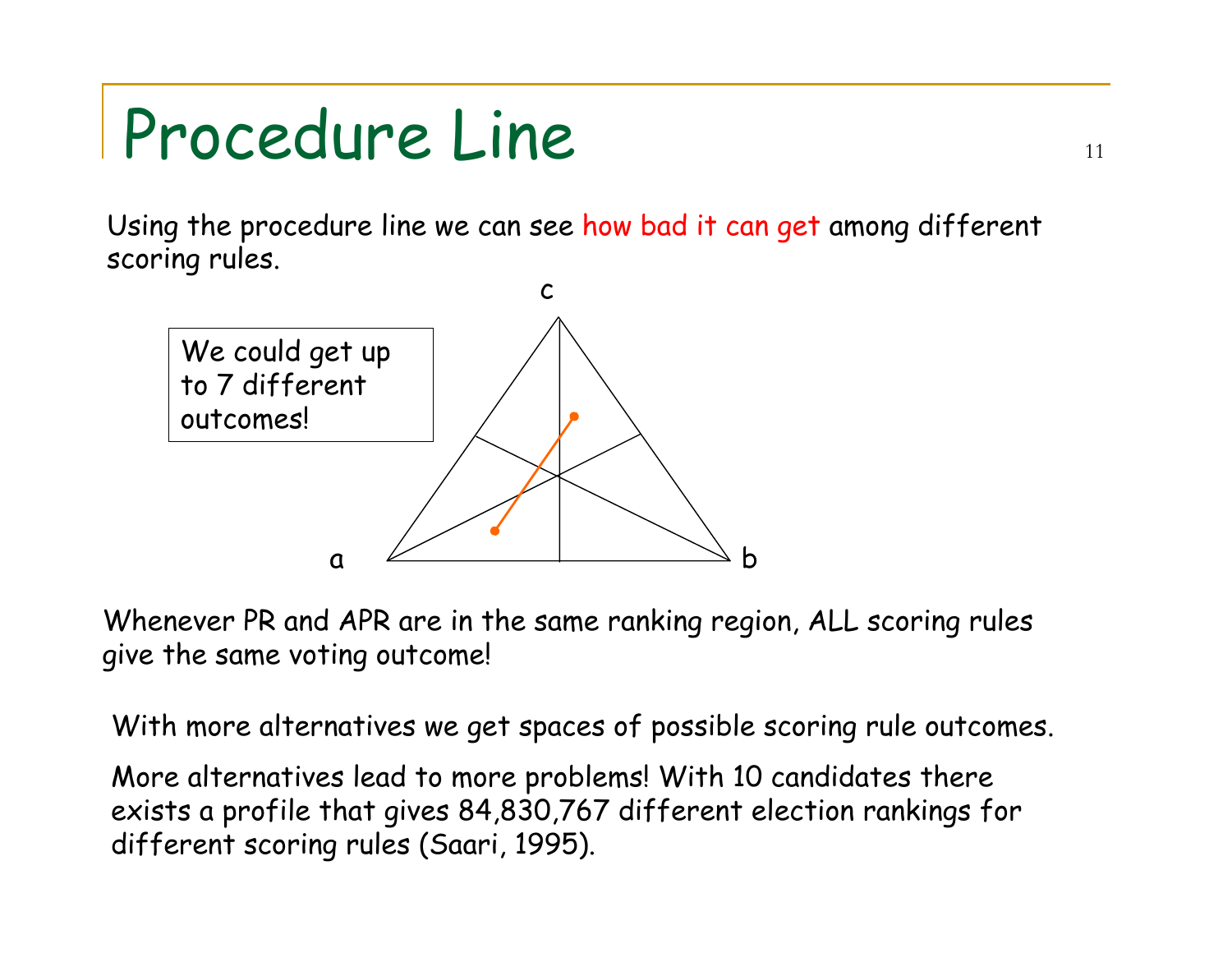# Procedure Line

Using the procedure line we can see how bad it can get among different scoring rules.

We could get up to 7 different outcomes!

c

a

b

Whenever PR and APR are in the same ranking region, ALL scoring rules give the same voting outcome!

With more alternatives we get spaces of possible scoring rule outcomes.

More alternatives lead to more problems! With 10 candidates there exists a profile that gives 84,830,767 different election rankings for different scoring rules (Saari, 1995).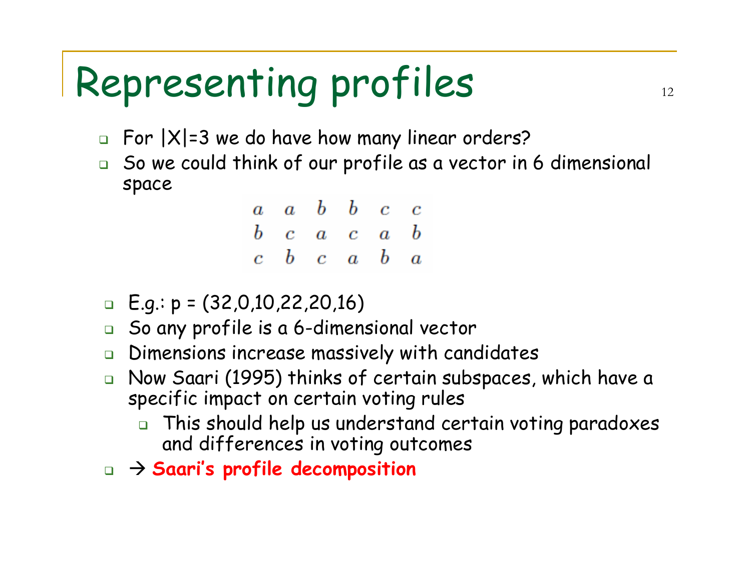# Representing profiles

- For |X|=3 we do have how many linear orders?
- So we could think of our profile as a vector in 6 dimensional space

| | | | | | |
|---|---|---|---|---|---|
| $a$ | $a$ | $b$ | $b$ | $c$ | $c$ |
| $b$ | $c$ | $a$ | $c$ | $a$ | $b$ |
| $c$ | $b$ | $c$ | $a$ | $b$ | $a$ |

- E.g.: p = (32,0,10,22,20,16)
- So any profile is a 6-dimensional vector
- Dimensions increase massively with candidates
- Now Saari (1995) thinks of certain subspaces, which have a specific impact on certain voting rules
  - This should help us understand certain voting paradoxes and differences in voting outcomes
- → **Saari's profile decomposition**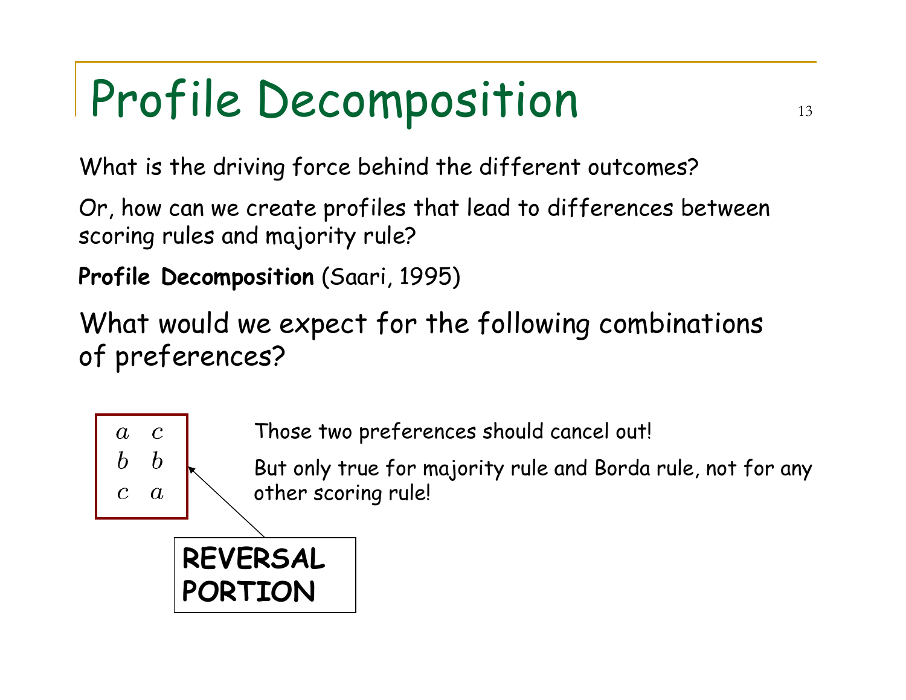# Profile Decomposition

What is the driving force behind the different outcomes?

Or, how can we create profiles that lead to differences between scoring rules and majority rule?

**Profile Decomposition** (Saari, 1995)

What would we expect for the following combinations of preferences?

| | |
|---|---|
| $a$ | $c$ |
| $b$ | $b$ |
| $c$ | $a$ |

**REVERSAL PORTION**

Those two preferences should cancel out!

But only true for majority rule and Borda rule, not for any other scoring rule!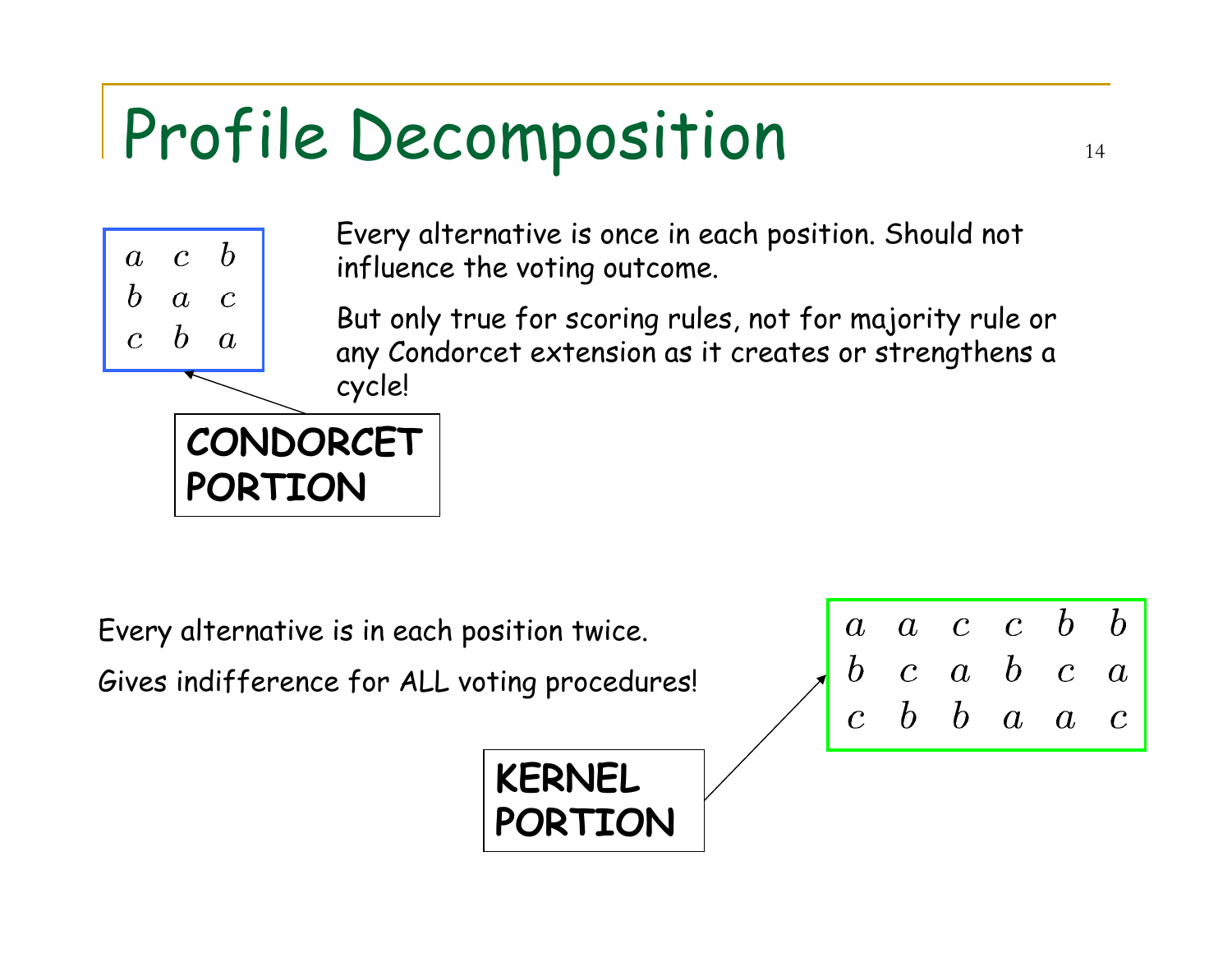# Profile Decomposition

| | | |
|---|---|---|
| $a$ | $c$ | $b$ |
| $b$ | $a$ | $c$ |
| $c$ | $b$ | $a$ |

**CONDORCET PORTION**

Every alternative is once in each position. Should not influence the voting outcome.

But only true for scoring rules, not for majority rule or any Condorcet extension as it creates or strengthens a cycle!

Every alternative is in each position twice.

Gives indifference for ALL voting procedures!

| | | | | | |
|---|---|---|---|---|---|
| $a$ | $a$ | $c$ | $c$ | $b$ | $b$ |
| $b$ | $c$ | $a$ | $b$ | $c$ | $a$ |
| $c$ | $b$ | $b$ | $a$ | $a$ | $c$ |

**KERNEL PORTION**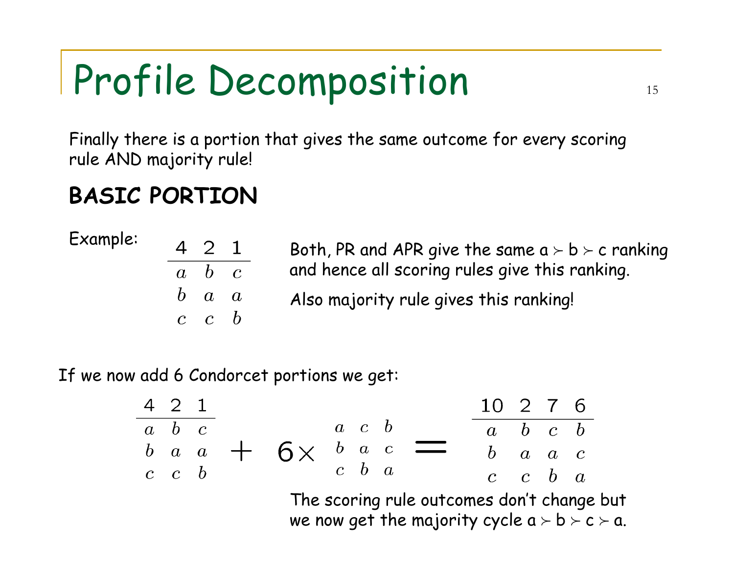# Profile Decomposition

Finally there is a portion that gives the same outcome for every scoring rule AND majority rule!

**BASIC PORTION**

Example:

| 4 | 2 | 1 |
|---|---|---|
| $a$ | $b$ | $c$ |
| $b$ | $a$ | $a$ |
| $c$ | $c$ | $b$ |

Both, PR and APR give the same a ≻ b ≻ c ranking and hence all scoring rules give this ranking.

Also majority rule gives this ranking!

If we now add 6 Condorcet portions we get:

| 4 | 2 | 1 |
|---|---|---|
| $a$ | $b$ | $c$ |
| $b$ | $a$ | $a$ |
| $c$ | $c$ | $b$ |

$+ \; 6\times$

| | | |
|---|---|---|
| $a$ | $c$ | $b$ |
| $b$ | $a$ | $c$ |
| $c$ | $b$ | $a$ |

$=$

| 10 | 2 | 7 | 6 |
|---|---|---|---|
| $a$ | $b$ | $c$ | $b$ |
| $b$ | $a$ | $a$ | $c$ |
| $c$ | $c$ | $b$ | $a$ |

The scoring rule outcomes don't change but we now get the majority cycle a ≻ b ≻ c ≻ a.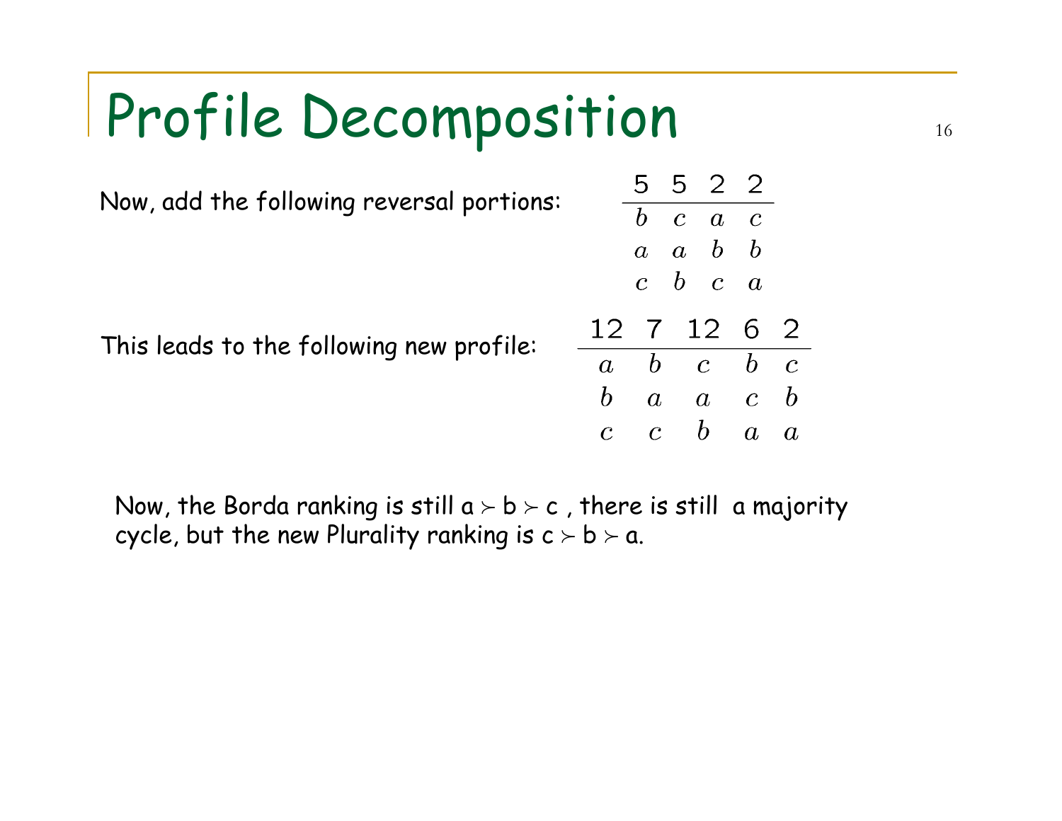# Profile Decomposition

Now, add the following reversal portions:

| 5 | 5 | 2 | 2 |
|---|---|---|---|
| $b$ | $c$ | $a$ | $c$ |
| $a$ | $a$ | $b$ | $b$ |
| $c$ | $b$ | $c$ | $a$ |

This leads to the following new profile:

| 12 | 7 | 12 | 6 | 2 |
|---|---|---|---|---|
| $a$ | $b$ | $c$ | $b$ | $c$ |
| $b$ | $a$ | $a$ | $c$ | $b$ |
| $c$ | $c$ | $b$ | $a$ | $a$ |

Now, the Borda ranking is still $a \succ b \succ c$ , there is still a majority cycle, but the new Plurality ranking is $c \succ b \succ a$.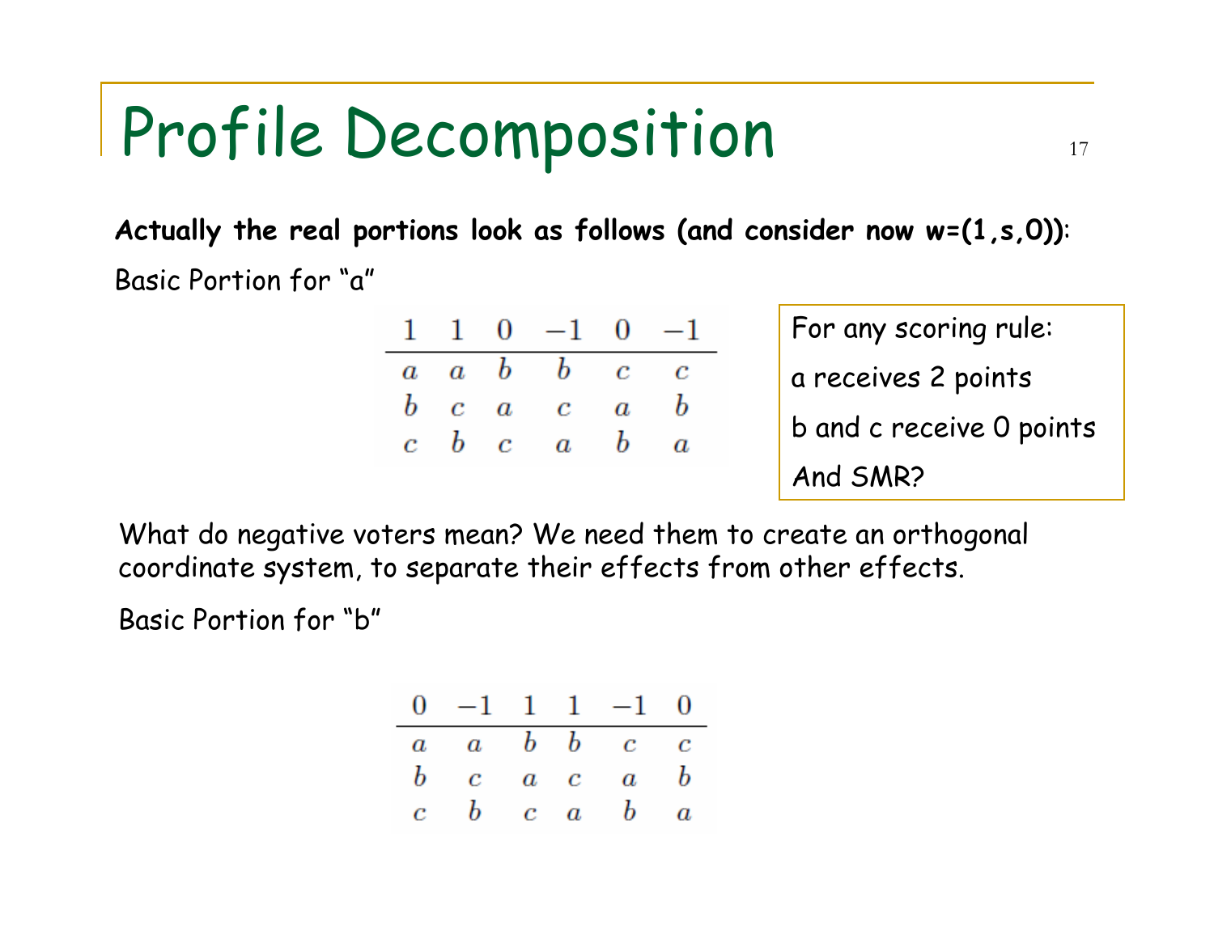# Profile Decomposition

**Actually the real portions look as follows (and consider now w=(1,s,0))**:

Basic Portion for "a"

| $1$ | $1$ | $0$ | $-1$ | $0$ | $-1$ |
|---|---|---|---|---|---|
| $a$ | $a$ | $b$ | $b$ | $c$ | $c$ |
| $b$ | $c$ | $a$ | $c$ | $a$ | $b$ |
| $c$ | $b$ | $c$ | $a$ | $b$ | $a$ |

For any scoring rule:

a receives 2 points

b and c receive 0 points

And SMR?

What do negative voters mean? We need them to create an orthogonal coordinate system, to separate their effects from other effects.

Basic Portion for "b"

| $0$ | $-1$ | $1$ | $1$ | $-1$ | $0$ |
|---|---|---|---|---|---|
| $a$ | $a$ | $b$ | $b$ | $c$ | $c$ |
| $b$ | $c$ | $a$ | $c$ | $a$ | $b$ |
| $c$ | $b$ | $c$ | $a$ | $b$ | $a$ |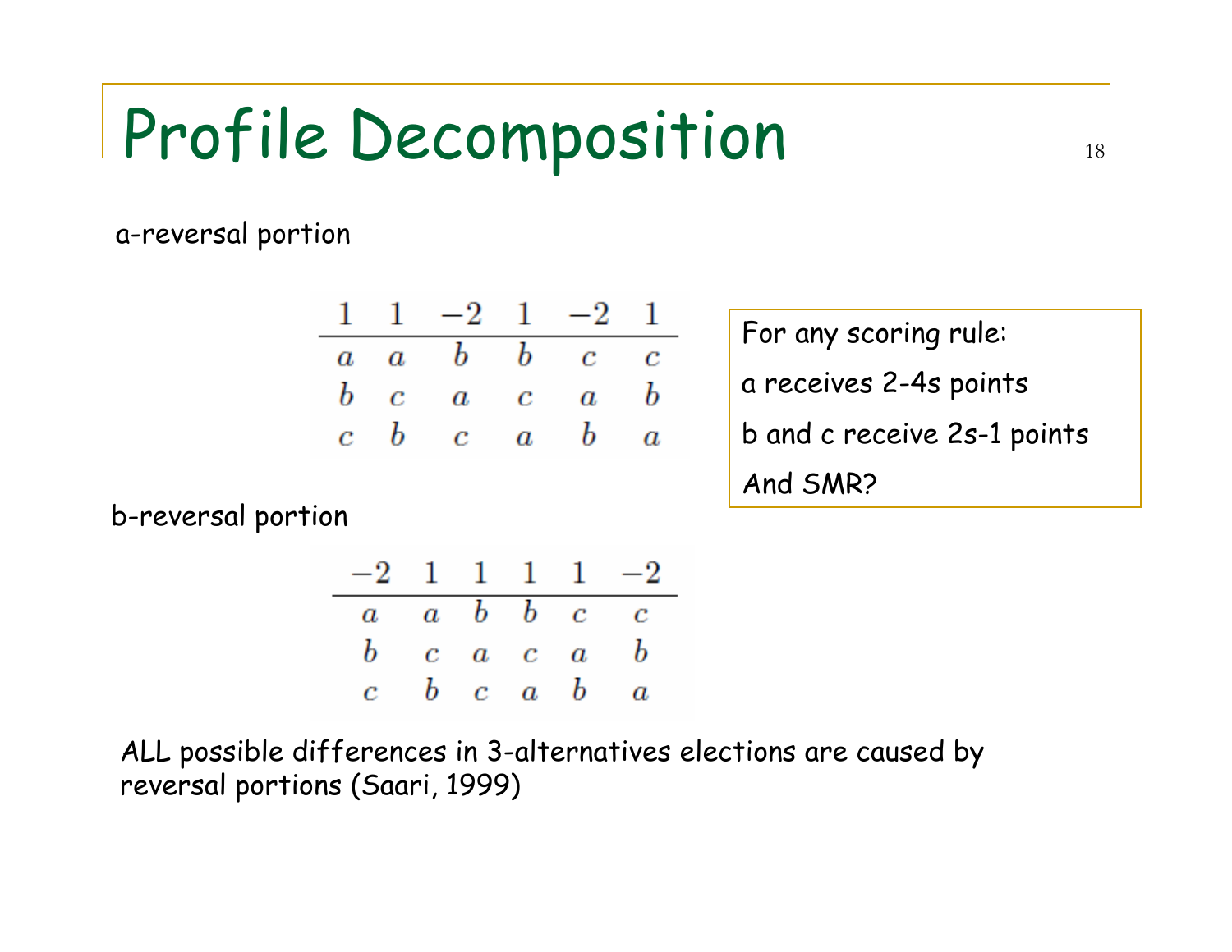# Profile Decomposition

a-reversal portion

| 1 | 1 | −2 | 1 | −2 | 1 |
|---|---|---|---|---|---|
| $a$ | $a$ | $b$ | $b$ | $c$ | $c$ |
| $b$ | $c$ | $a$ | $c$ | $a$ | $b$ |
| $c$ | $b$ | $c$ | $a$ | $b$ | $a$ |

For any scoring rule:

a receives 2-4s points

b and c receive 2s-1 points

And SMR?

b-reversal portion

| −2 | 1 | 1 | 1 | 1 | −2 |
|---|---|---|---|---|---|
| $a$ | $a$ | $b$ | $b$ | $c$ | $c$ |
| $b$ | $c$ | $a$ | $c$ | $a$ | $b$ |
| $c$ | $b$ | $c$ | $a$ | $b$ | $a$ |

ALL possible differences in 3-alternatives elections are caused by reversal portions (Saari, 1999)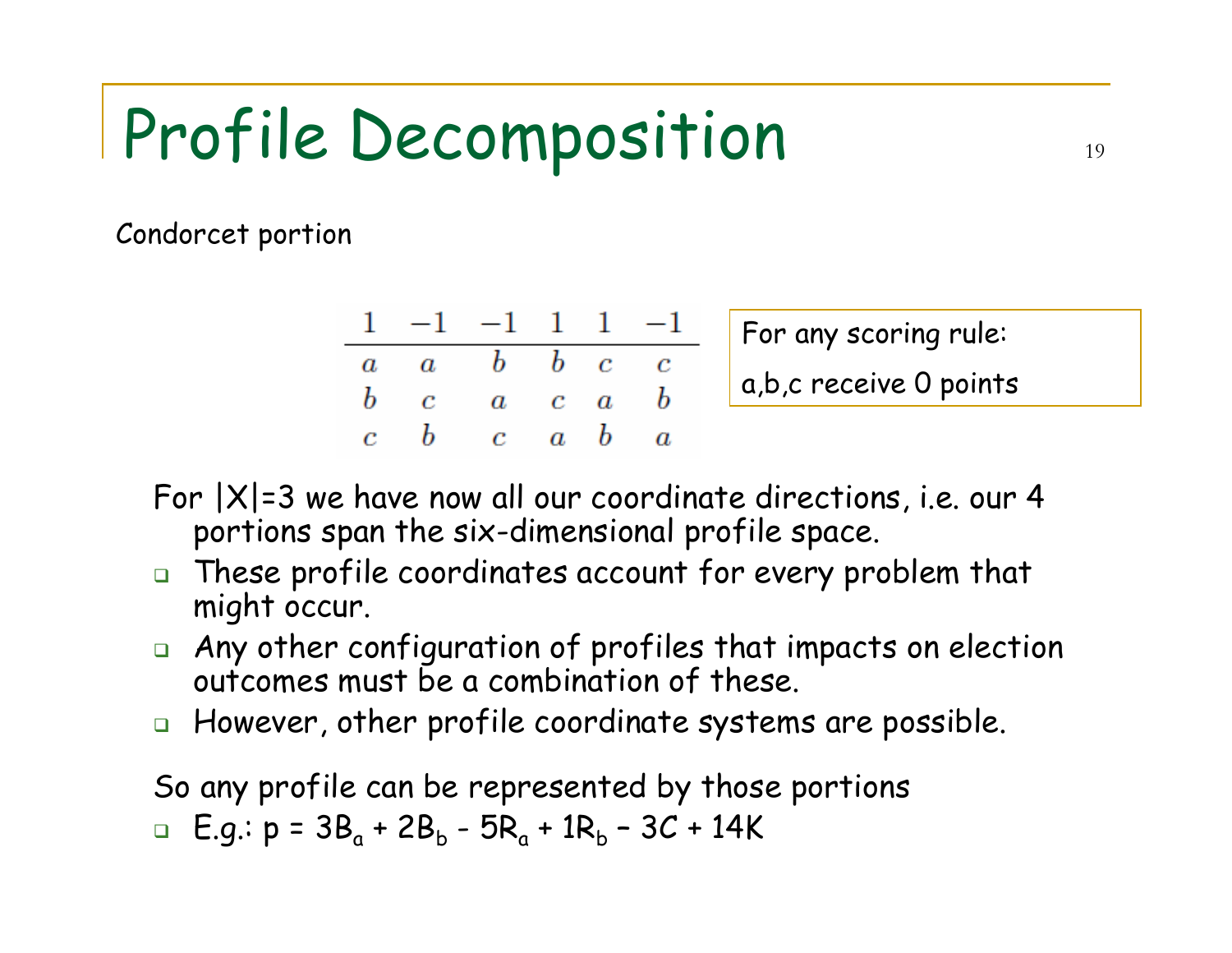# Profile Decomposition

Condorcet portion

| $1$ | $-1$ | $-1$ | $1$ | $1$ | $-1$ |
|---|---|---|---|---|---|
| $a$ | $a$ | $b$ | $b$ | $c$ | $c$ |
| $b$ | $c$ | $a$ | $c$ | $a$ | $b$ |
| $c$ | $b$ | $c$ | $a$ | $b$ | $a$ |

For any scoring rule:

a,b,c receive 0 points

For |X|=3 we have now all our coordinate directions, i.e. our 4 portions span the six-dimensional profile space.

- These profile coordinates account for every problem that might occur.
- Any other configuration of profiles that impacts on election outcomes must be a combination of these.
- However, other profile coordinate systems are possible.

So any profile can be represented by those portions

- E.g.: $p = 3B_a + 2B_b - 5R_a + 1R_b - 3C + 14K$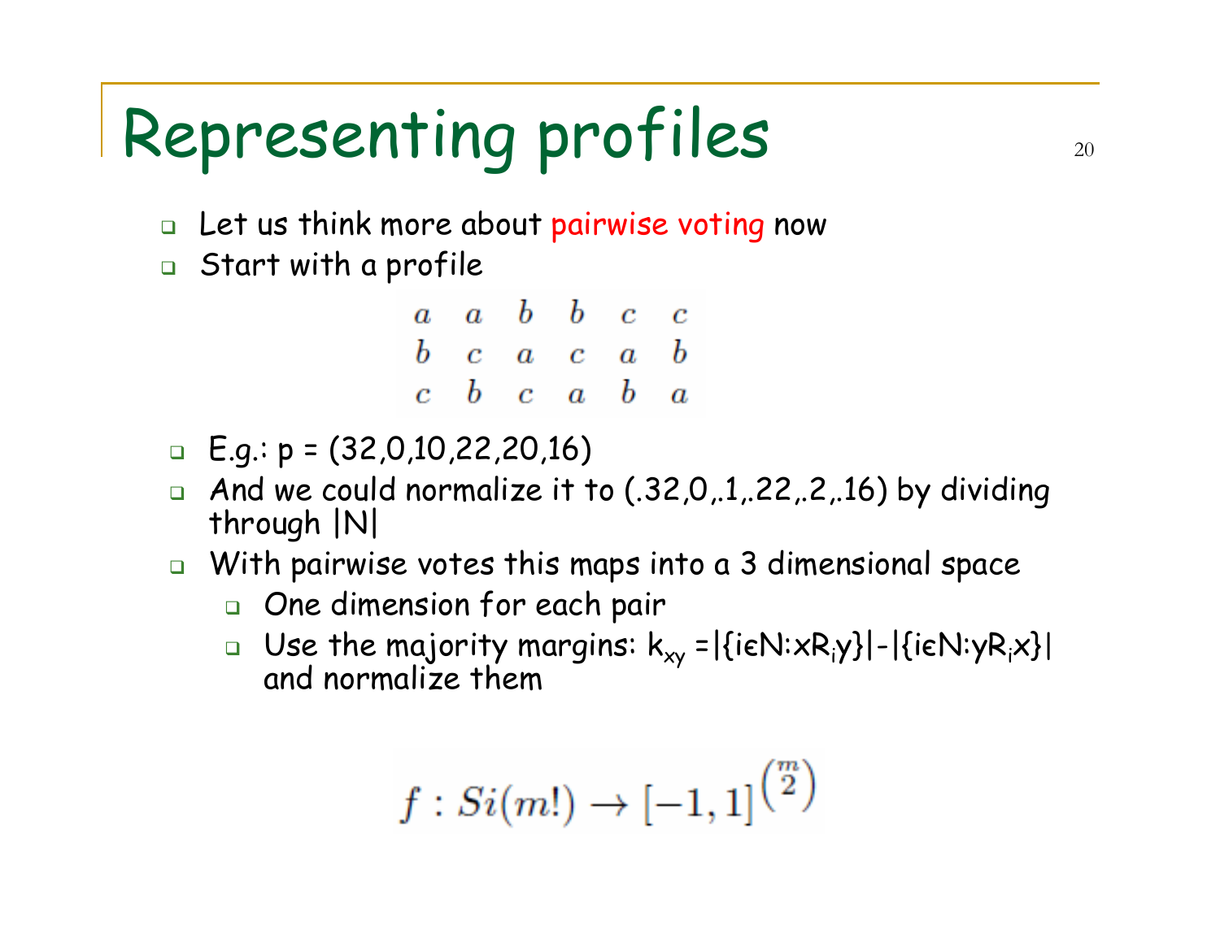# Representing profiles

- Let us think more about pairwise voting now
- Start with a profile

| | | | | | |
|---|---|---|---|---|---|
| $a$ | $a$ | $b$ | $b$ | $c$ | $c$ |
| $b$ | $c$ | $a$ | $c$ | $a$ | $b$ |
| $c$ | $b$ | $c$ | $a$ | $b$ | $a$ |

- E.g.: p = (32,0,10,22,20,16)
- And we could normalize it to (.32,0,.1,.22,.2,.16) by dividing through |N|
- With pairwise votes this maps into a 3 dimensional space
  - One dimension for each pair
  - Use the majority margins: $k_{xy} = |\{i \in N : xR_iy\}| - |\{i \in N : yR_ix\}|$ and normalize them

$$f : Si(m!) \rightarrow [-1,1]^{\binom{m}{2}}$$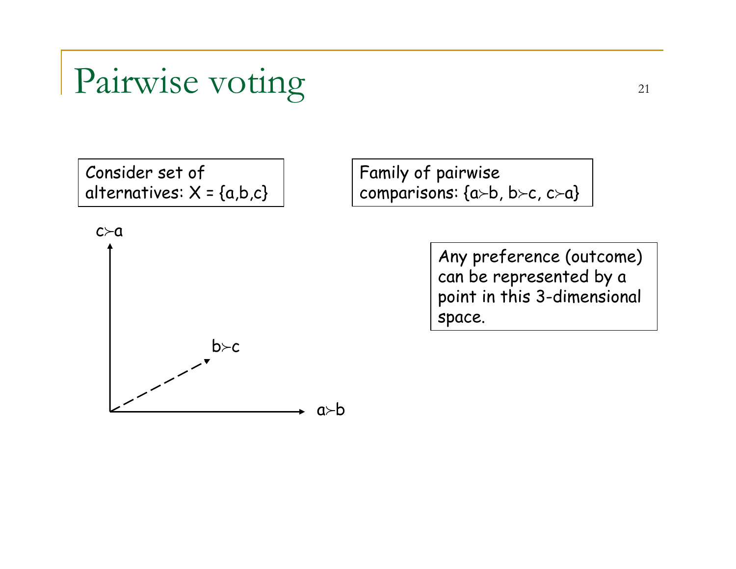# Pairwise voting

Consider set of alternatives: $X = \{a,b,c\}$

Family of pairwise comparisons: $\{a \succ b,\ b \succ c,\ c \succ a\}$

$c \succ a$

$b \succ c$

$a \succ b$

Any preference (outcome) can be represented by a point in this 3-dimensional space.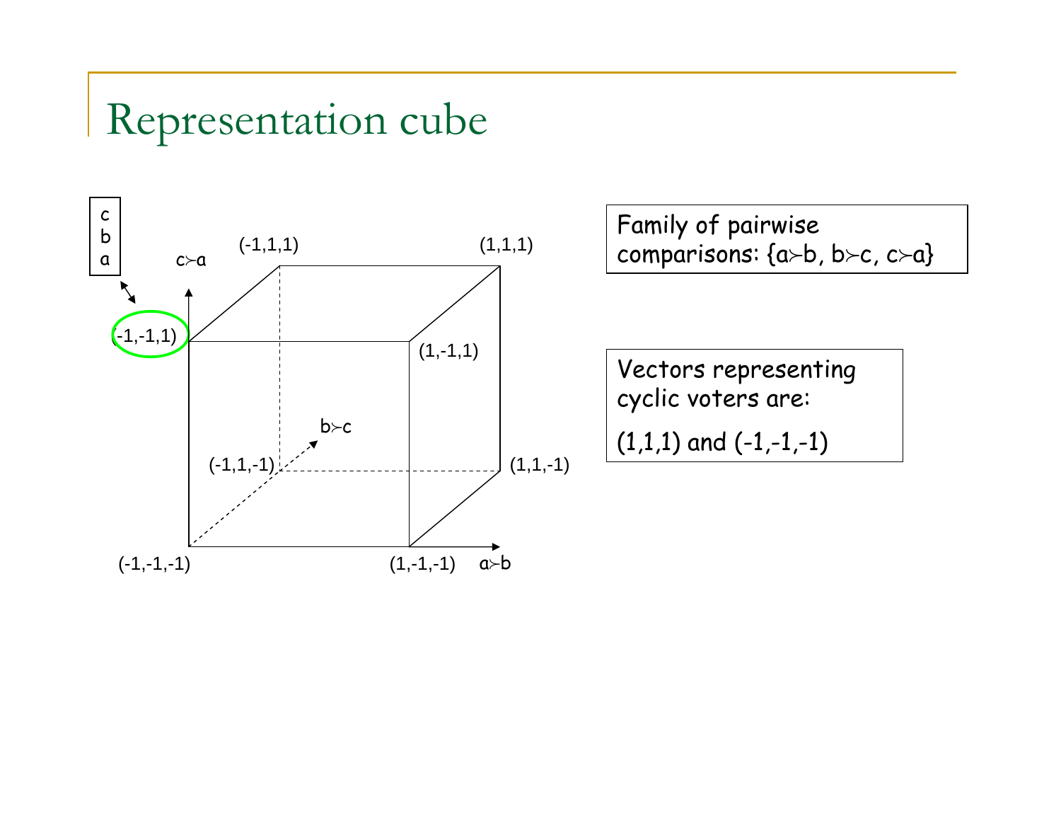# Representation cube

c
b
a

$c \succ a$

(-1,1,1)

(1,1,1)

(-1,-1,1)

(1,-1,1)

$b \succ c$

(-1,1,-1)

(1,1,-1)

(-1,-1,-1)

(1,-1,-1)

$a \succ b$

Family of pairwise comparisons: $\{a \succ b,\ b \succ c,\ c \succ a\}$

Vectors representing cyclic voters are:

(1,1,1) and (-1,-1,-1)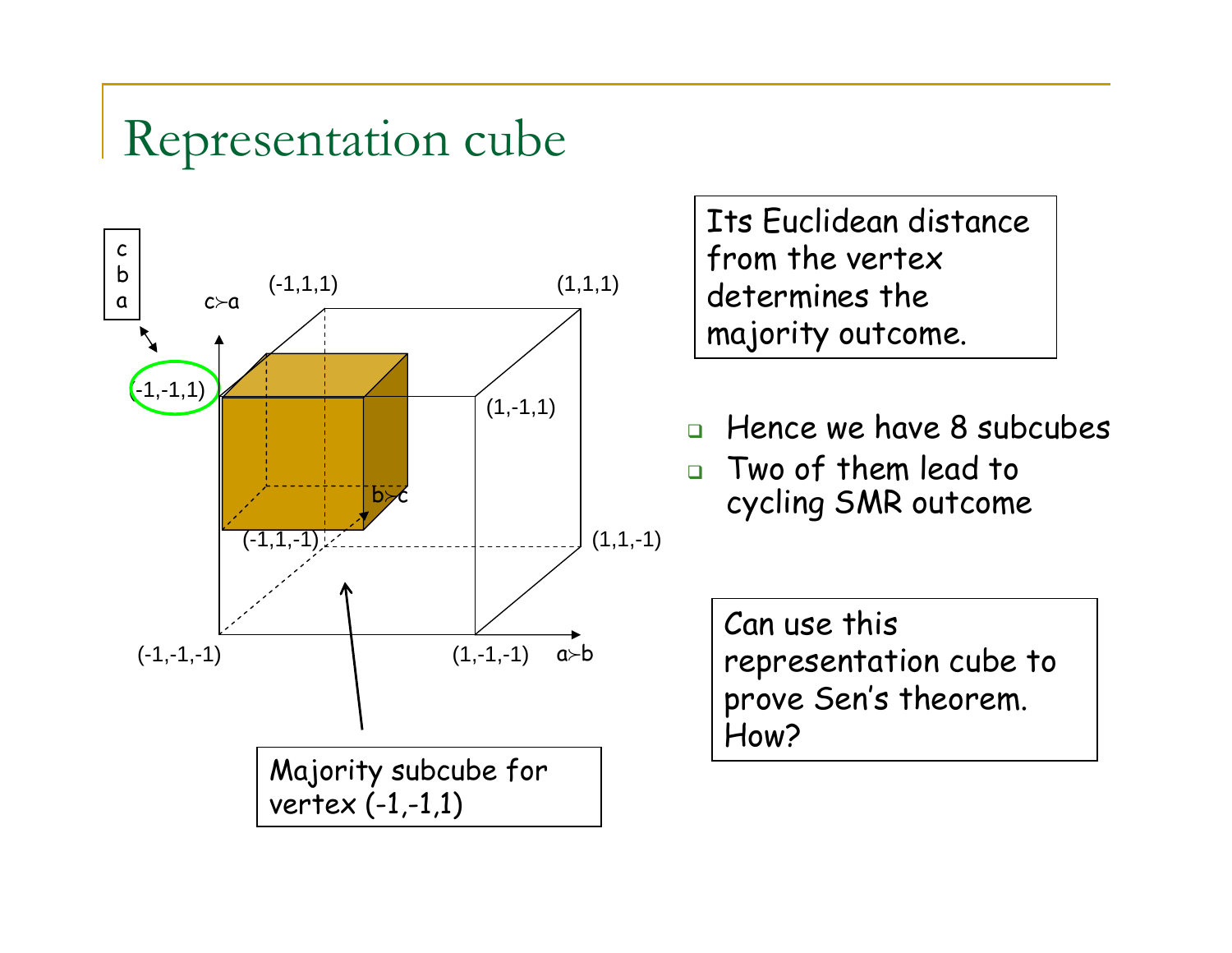# Representation cube

c
b
a

$c \succ a$

(-1,1,1)

(1,1,1)

(-1,-1,1)

(1,-1,1)

$b \succ c$

(-1,1,-1)

(1,1,-1)

(-1,-1,-1)

(1,-1,-1)

$a \succ b$

Majority subcube for vertex (-1,-1,1)

Its Euclidean distance from the vertex determines the majority outcome.

- Hence we have 8 subcubes
- Two of them lead to cycling SMR outcome

Can use this representation cube to prove Sen's theorem. How?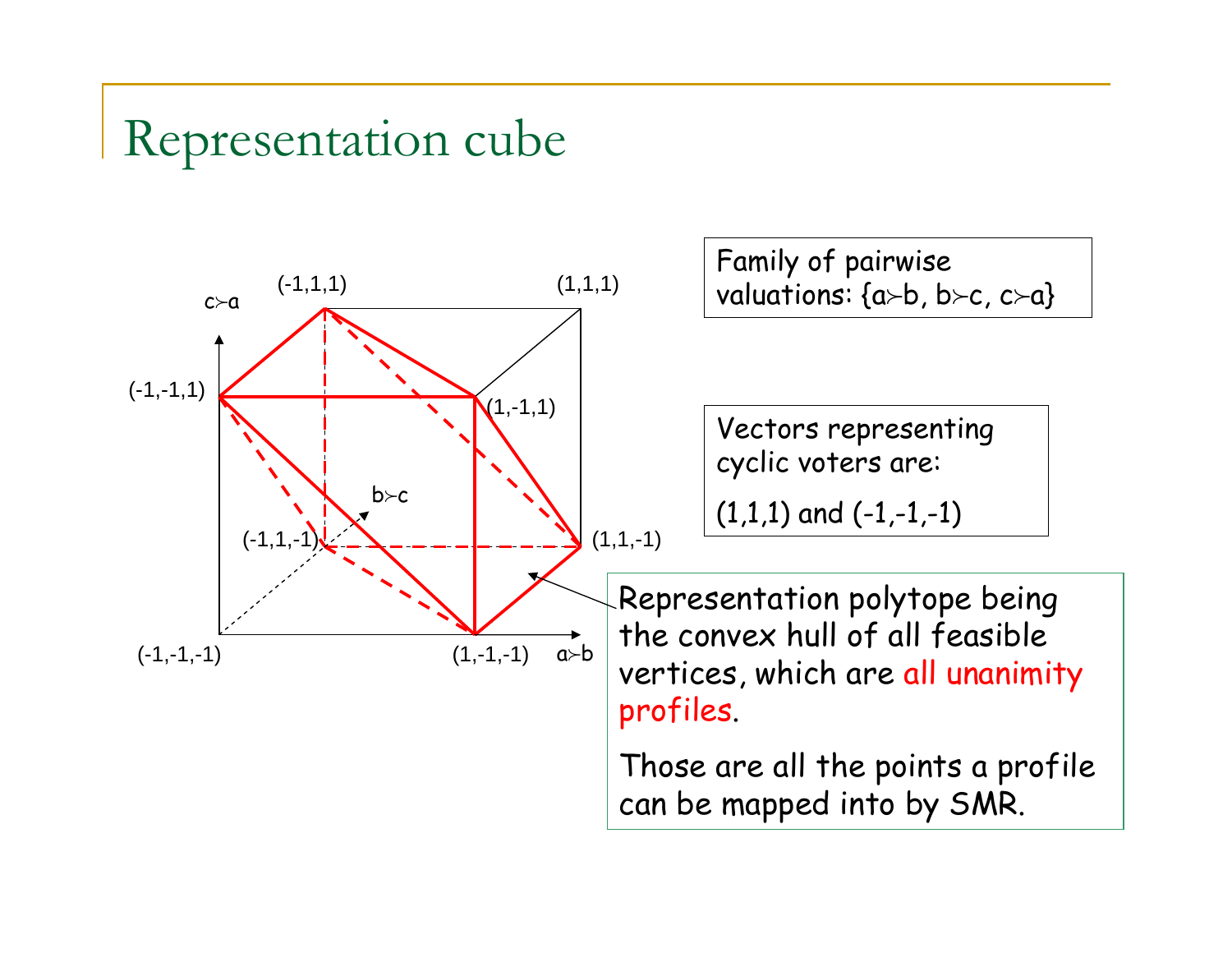# Representation cube

Family of pairwise valuations: {a≻b, b≻c, c≻a}

Vectors representing cyclic voters are:

(1,1,1) and (-1,-1,-1)

Representation polytope being the convex hull of all feasible vertices, which are all unanimity profiles.

Those are all the points a profile can be mapped into by SMR.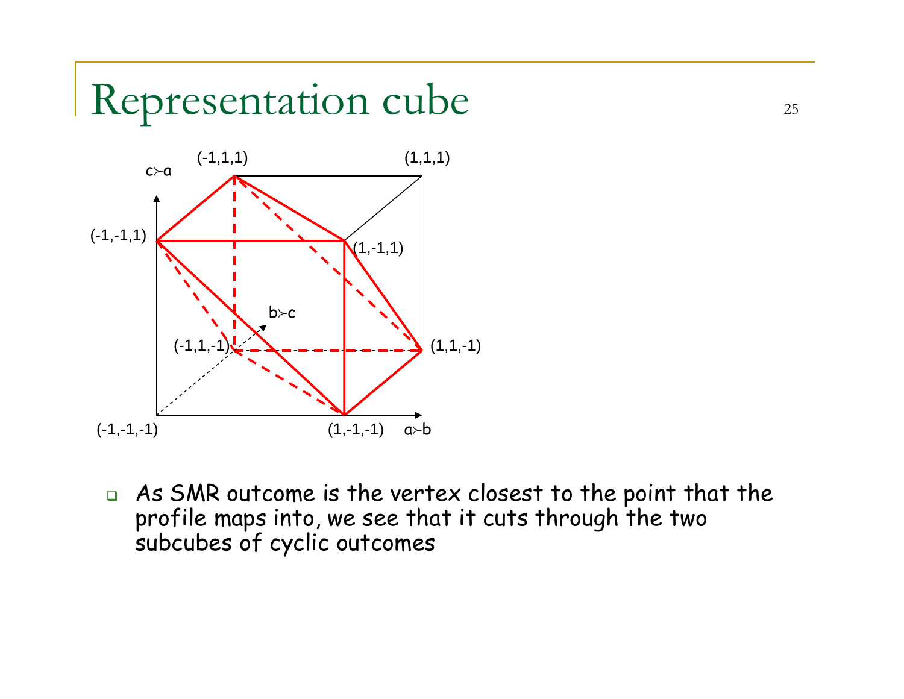# Representation cube

(-1,1,1) (1,1,1)

c≻a

(-1,-1,1) (1,-1,1)

b≻c

(-1,1,-1) (1,1,-1)

(-1,-1,-1) (1,-1,-1) a≻b

- As SMR outcome is the vertex closest to the point that the profile maps into, we see that it cuts through the two subcubes of cyclic outcomes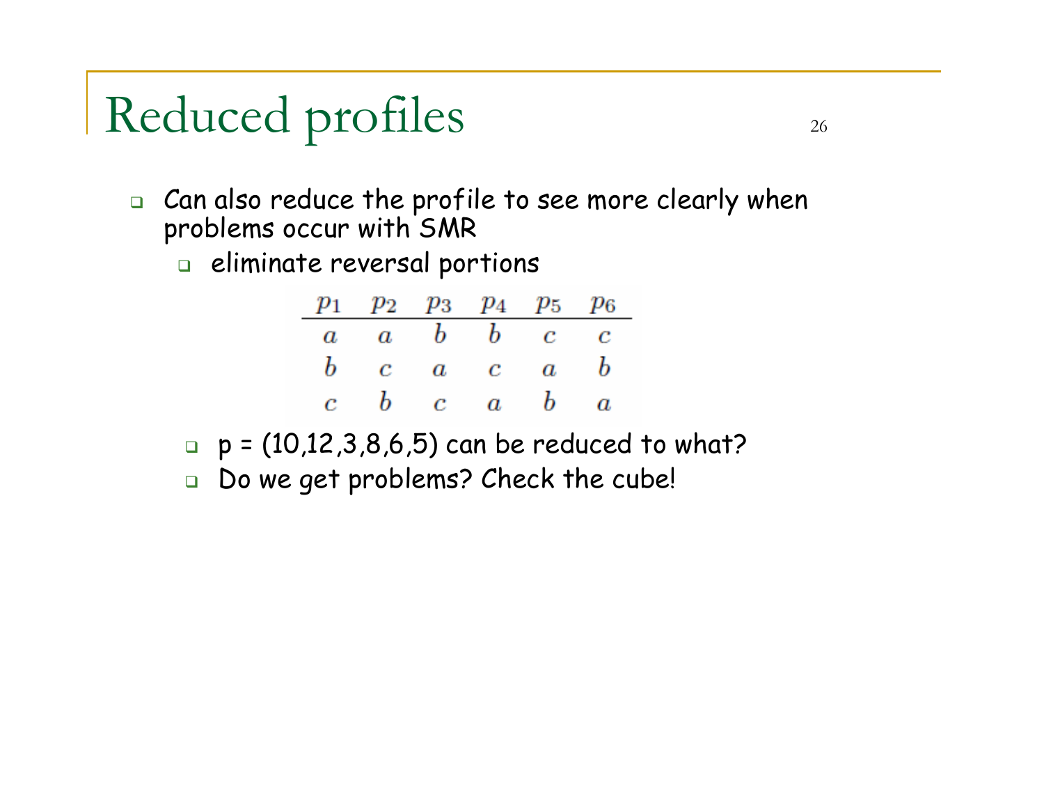# Reduced profiles

- Can also reduce the profile to see more clearly when problems occur with SMR
  - eliminate reversal portions

| $p_1$ | $p_2$ | $p_3$ | $p_4$ | $p_5$ | $p_6$ |
|---|---|---|---|---|---|
| $a$ | $a$ | $b$ | $b$ | $c$ | $c$ |
| $b$ | $c$ | $a$ | $c$ | $a$ | $b$ |
| $c$ | $b$ | $c$ | $a$ | $b$ | $a$ |

  - p = (10,12,3,8,6,5) can be reduced to what?
  - Do we get problems? Check the cube!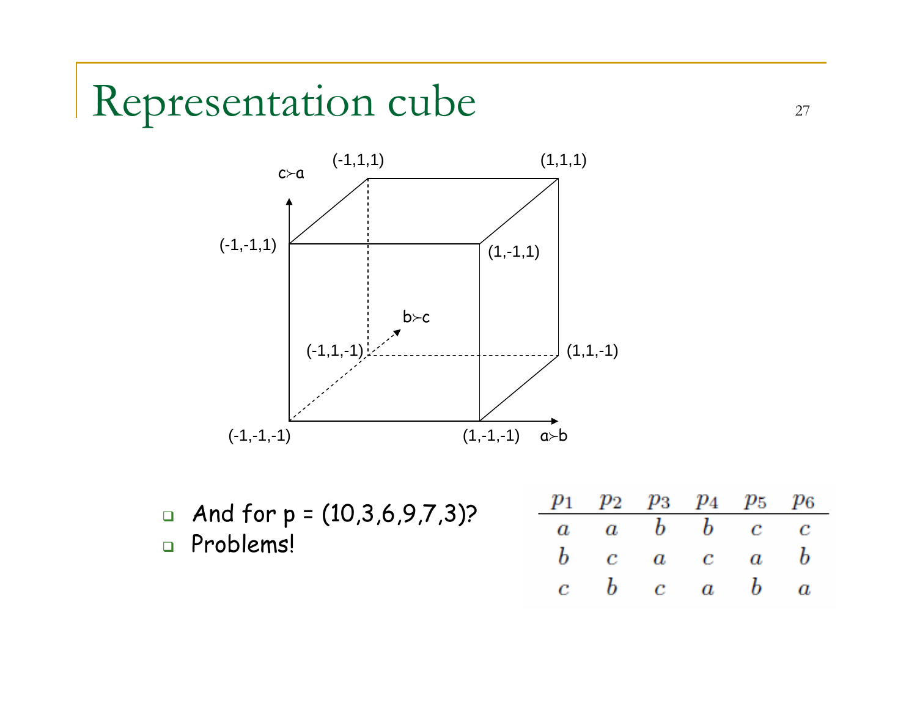# Representation cube

c≻a

(-1,1,1) (1,1,1)

(-1,-1,1) (1,-1,1)

b≻c

(-1,1,-1) (1,1,-1)

(-1,-1,-1) (1,-1,-1) a≻b

- And for p = (10,3,6,9,7,3)?
- Problems!

| $p_1$ | $p_2$ | $p_3$ | $p_4$ | $p_5$ | $p_6$ |
|---|---|---|---|---|---|
| $a$ | $a$ | $b$ | $b$ | $c$ | $c$ |
| $b$ | $c$ | $a$ | $c$ | $a$ | $b$ |
| $c$ | $b$ | $c$ | $a$ | $b$ | $a$ |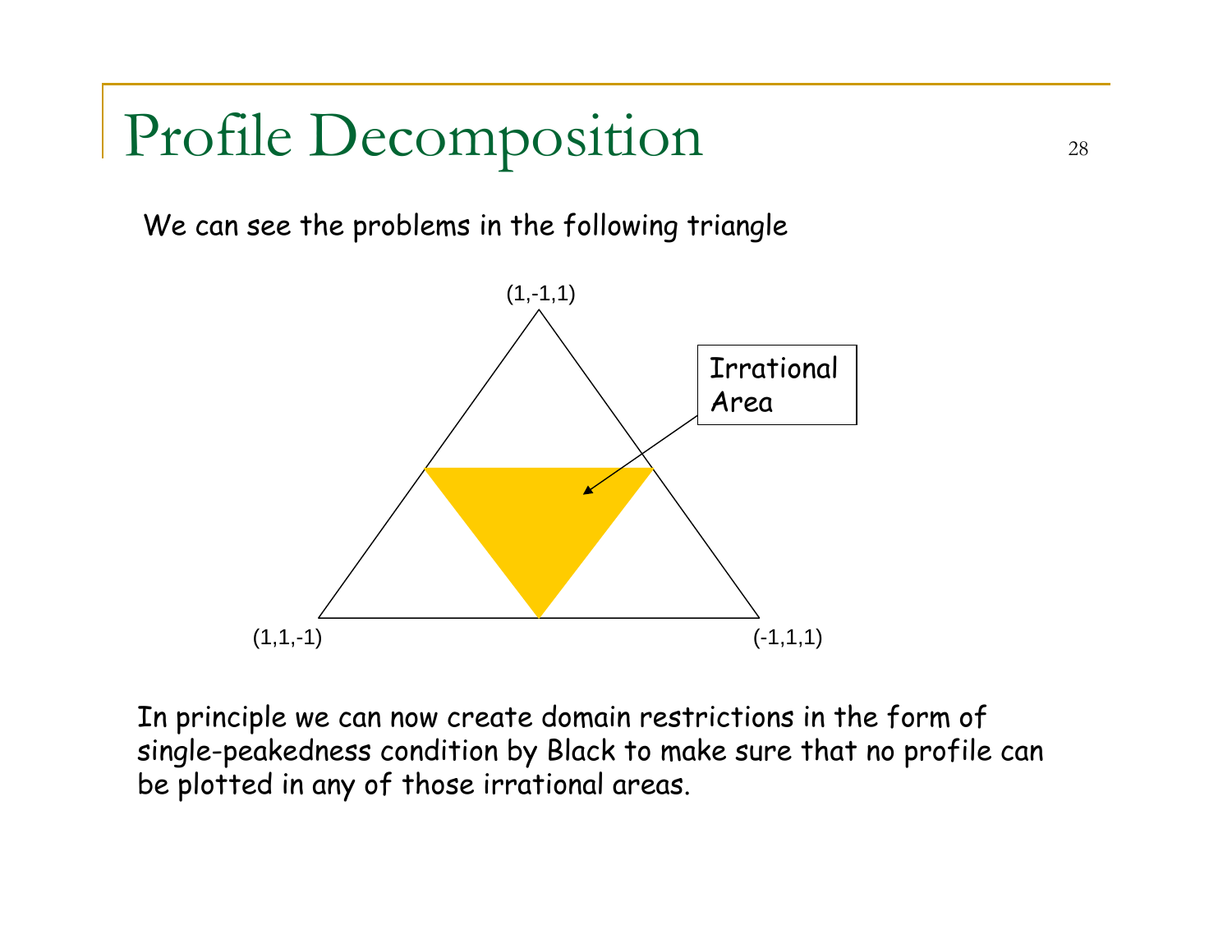# Profile Decomposition

We can see the problems in the following triangle

(1,-1,1)

Irrational Area

(1,1,-1)

(-1,1,1)

In principle we can now create domain restrictions in the form of single-peakedness condition by Black to make sure that no profile can be plotted in any of those irrational areas.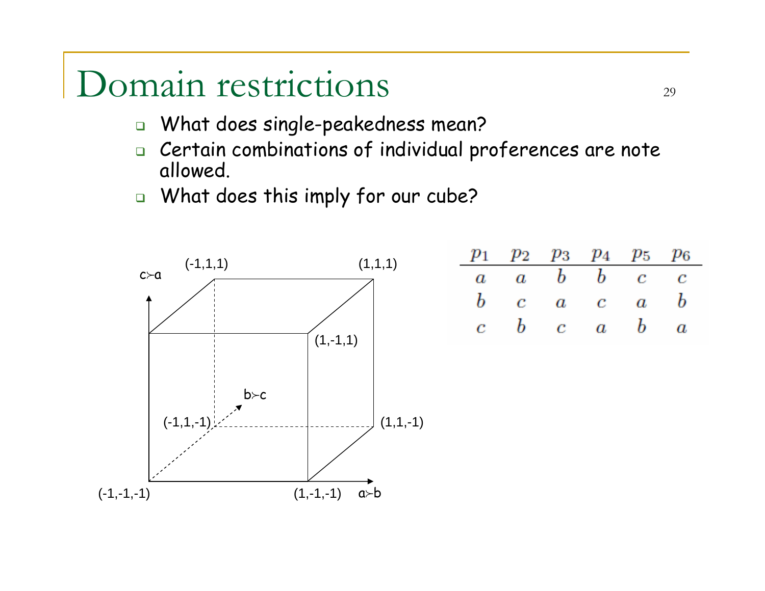# Domain restrictions

- What does single-peakedness mean?
- Certain combinations of individual proferences are note allowed.
- What does this imply for our cube?

(-1,1,1) (1,1,1) $c \succ a$ (1,-1,1) $b \succ c$ (-1,1,-1) (1,1,-1) (-1,-1,-1) (1,-1,-1) $a \succ b$

| $p_1$ | $p_2$ | $p_3$ | $p_4$ | $p_5$ | $p_6$ |
|---|---|---|---|---|---|
| $a$ | $a$ | $b$ | $b$ | $c$ | $c$ |
| $b$ | $c$ | $a$ | $c$ | $a$ | $b$ |
| $c$ | $b$ | $c$ | $a$ | $b$ | $a$ |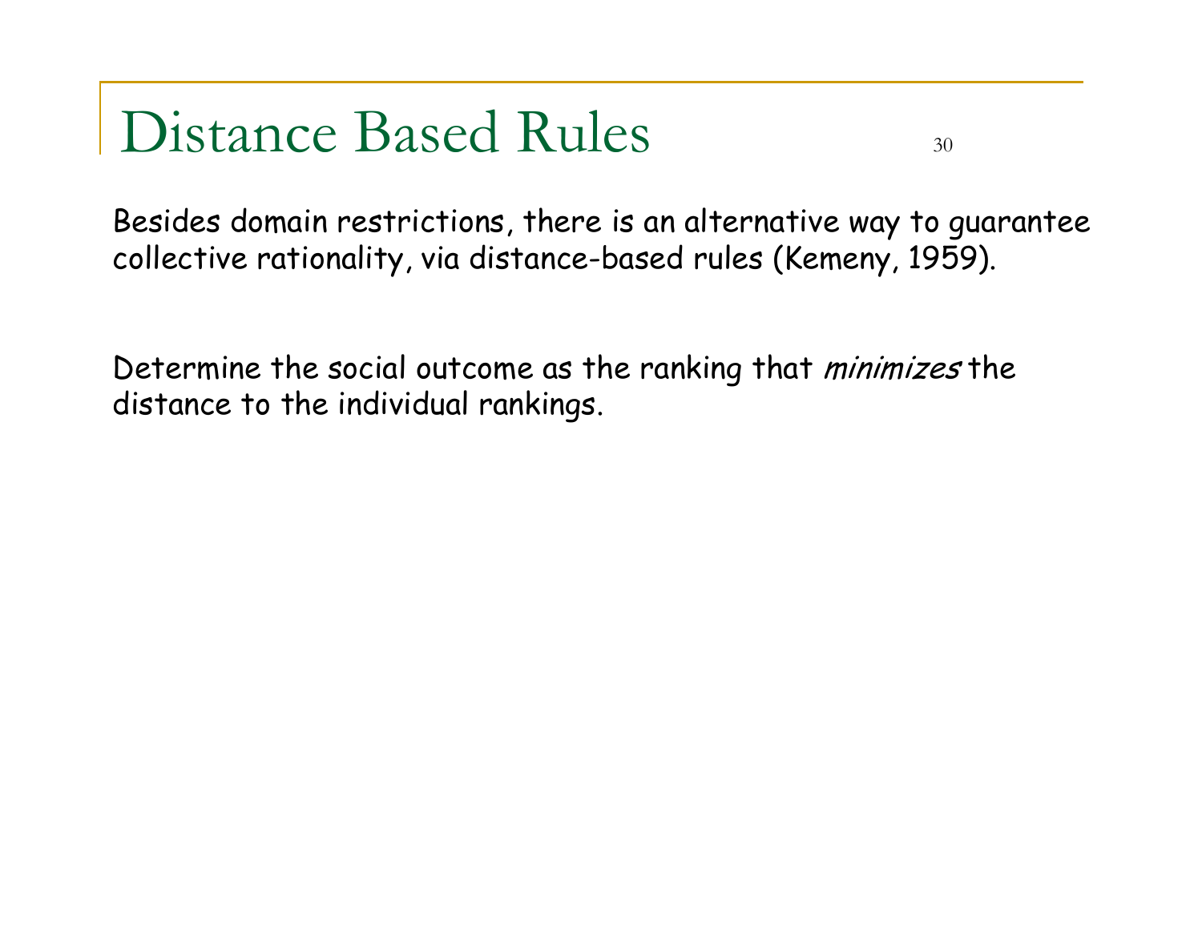# Distance Based Rules

Besides domain restrictions, there is an alternative way to guarantee collective rationality, via distance-based rules (Kemeny, 1959).

Determine the social outcome as the ranking that *minimizes* the distance to the individual rankings.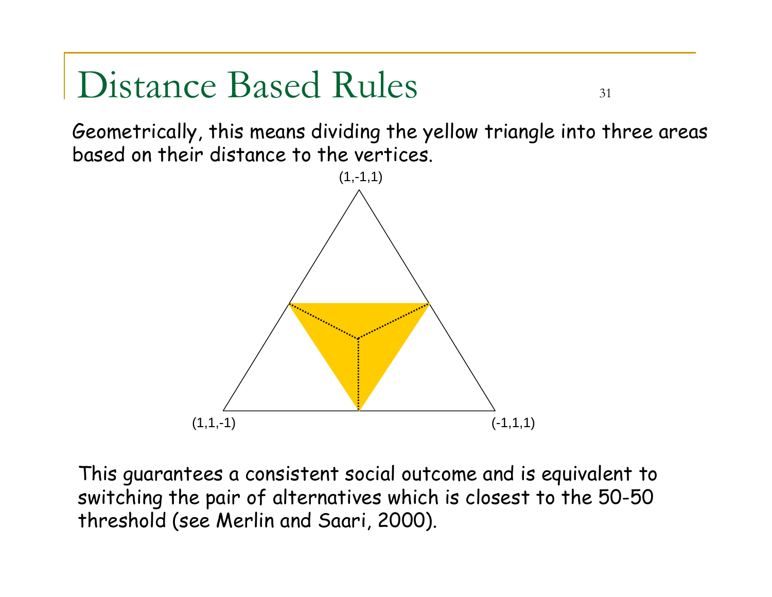# Distance Based Rules

Geometrically, this means dividing the yellow triangle into three areas based on their distance to the vertices.

(1,-1,1)

(1,1,-1)

(-1,1,1)

This guarantees a consistent social outcome and is equivalent to switching the pair of alternatives which is closest to the 50-50 threshold (see Merlin and Saari, 2000).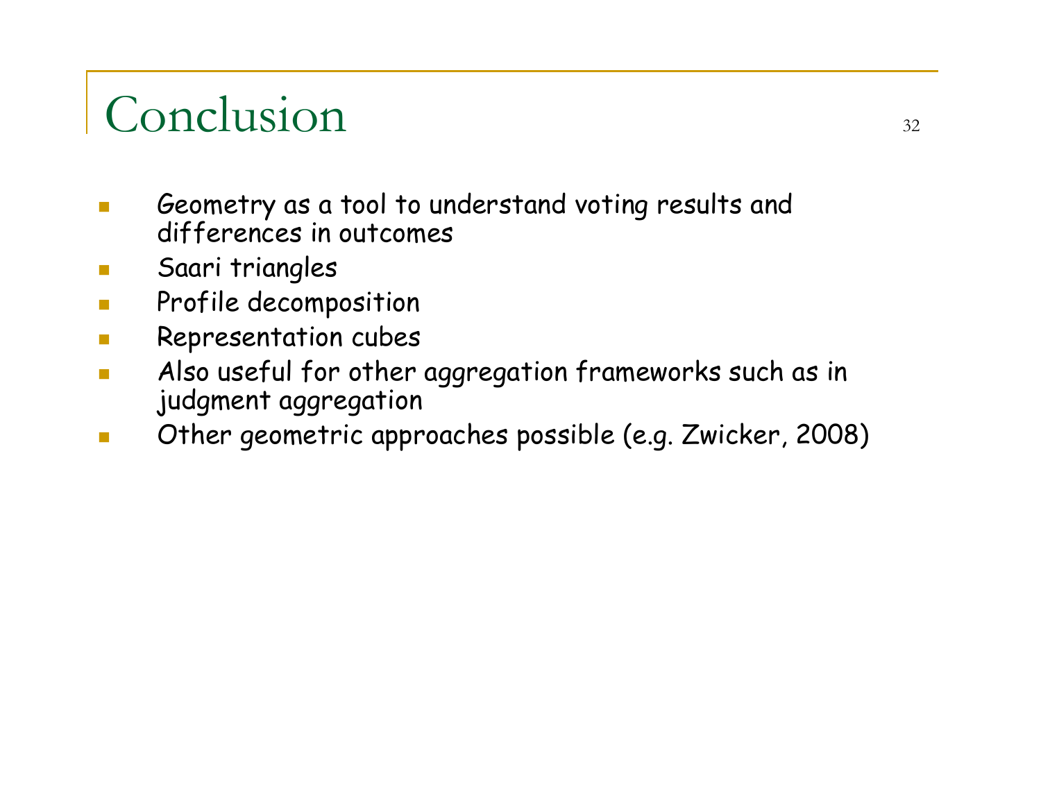# Conclusion

- Geometry as a tool to understand voting results and differences in outcomes
- Saari triangles
- Profile decomposition
- Representation cubes
- Also useful for other aggregation frameworks such as in judgment aggregation
- Other geometric approaches possible (e.g. Zwicker, 2008)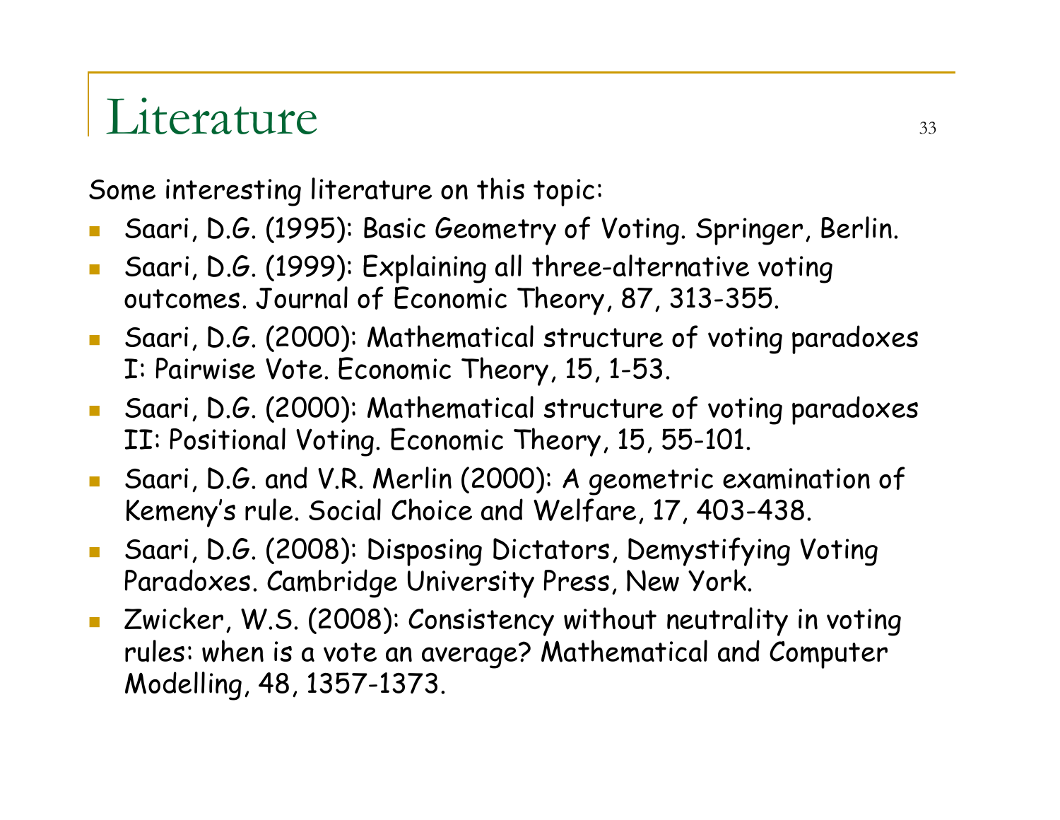# Literature

Some interesting literature on this topic:

- Saari, D.G. (1995): Basic Geometry of Voting. Springer, Berlin.
- Saari, D.G. (1999): Explaining all three-alternative voting outcomes. Journal of Economic Theory, 87, 313-355.
- Saari, D.G. (2000): Mathematical structure of voting paradoxes I: Pairwise Vote. Economic Theory, 15, 1-53.
- Saari, D.G. (2000): Mathematical structure of voting paradoxes II: Positional Voting. Economic Theory, 15, 55-101.
- Saari, D.G. and V.R. Merlin (2000): A geometric examination of Kemeny's rule. Social Choice and Welfare, 17, 403-438.
- Saari, D.G. (2008): Disposing Dictators, Demystifying Voting Paradoxes. Cambridge University Press, New York.
- Zwicker, W.S. (2008): Consistency without neutrality in voting rules: when is a vote an average? Mathematical and Computer Modelling, 48, 1357-1373.